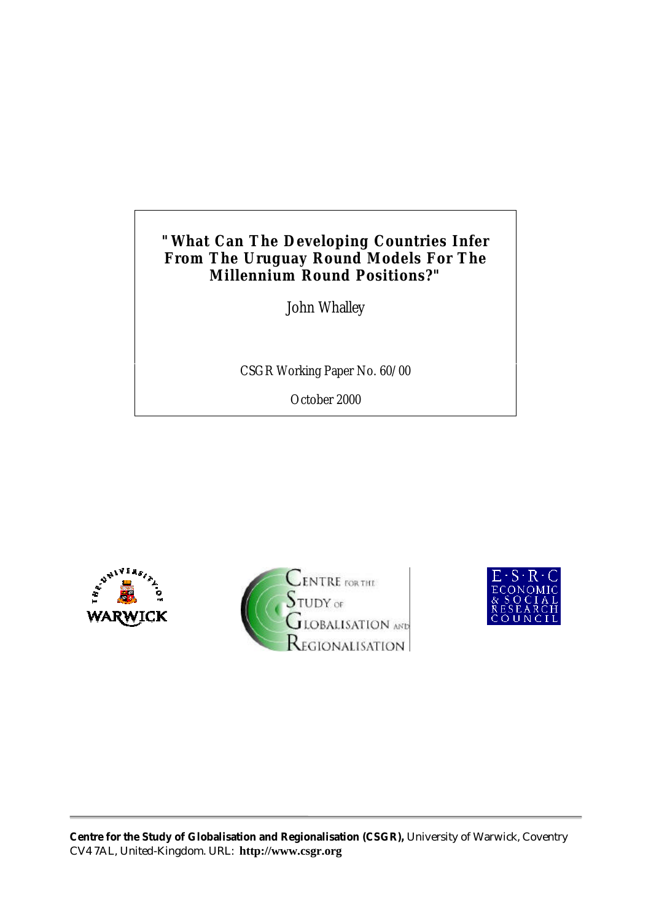# "What Can The Developing Countries Infer From The Uruguay Round Models For The Millennium Round Positions?"

John Whalley

CSGR Working Paper No. 60/00

October 2000

**Centre for the Study of Globalisation and Regionalisation (CSGR),** University of Warwick, Coventry CV4 7AL, United-Kingdom. URL: **http://www.csgr.org**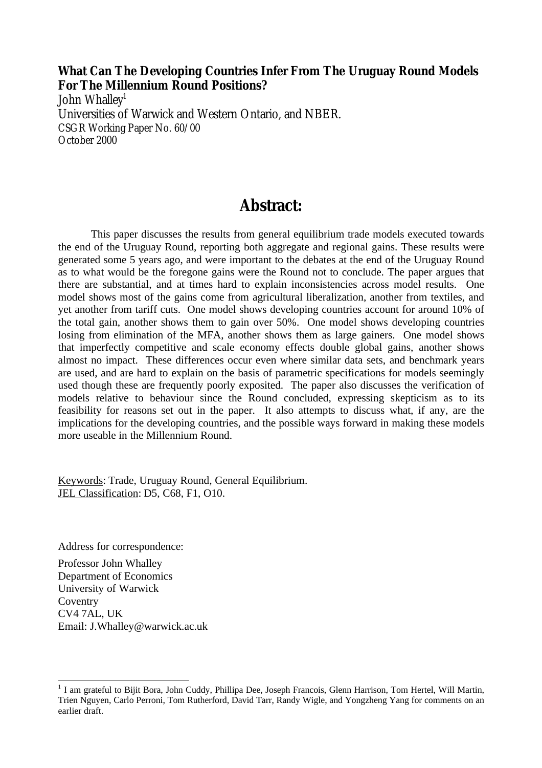**What Can The Developing Countries Infer From The Uruguay Round Models For The Millennium Round Positions?**

John Whalley[1]

Universities of Warwick and Western Ontario, and NBER.

CSGR Working Paper No. 60/00

October 2000

## Abstract:

This paper discusses the results from general equilibrium trade models executed towards the end of the Uruguay Round, reporting both aggregate and regional gains. These results were generated some 5 years ago, and were important to the debates at the end of the Uruguay Round as to what would be the foregone gains were the Round not to conclude. The paper argues that there are substantial, and at times hard to explain inconsistencies across model results. One model shows most of the gains come from agricultural liberalization, another from textiles, and yet another from tariff cuts. One model shows developing countries account for around 10% of the total gain, another shows them to gain over 50%. One model shows developing countries losing from elimination of the MFA, another shows them as large gainers. One model shows that imperfectly competitive and scale economy effects double global gains, another shows almost no impact. These differences occur even where similar data sets, and benchmark years are used, and are hard to explain on the basis of parametric specifications for models seemingly used though these are frequently poorly exposited. The paper also discusses the verification of models relative to behaviour since the Round concluded, expressing skepticism as to its feasibility for reasons set out in the paper. It also attempts to discuss what, if any, are the implications for the developing countries, and the possible ways forward in making these models more useable in the Millennium Round.

Keywords: Trade, Uruguay Round, General Equilibrium.
JEL Classification: D5, C68, F1, O10.

Address for correspondence:

Professor John Whalley
Department of Economics
University of Warwick
Coventry
CV4 7AL, UK
Email: J.Whalley@warwick.ac.uk

[1] I am grateful to Bijit Bora, John Cuddy, Phillipa Dee, Joseph Francois, Glenn Harrison, Tom Hertel, Will Martin, Trien Nguyen, Carlo Perroni, Tom Rutherford, David Tarr, Randy Wigle, and Yongzheng Yang for comments on an earlier draft.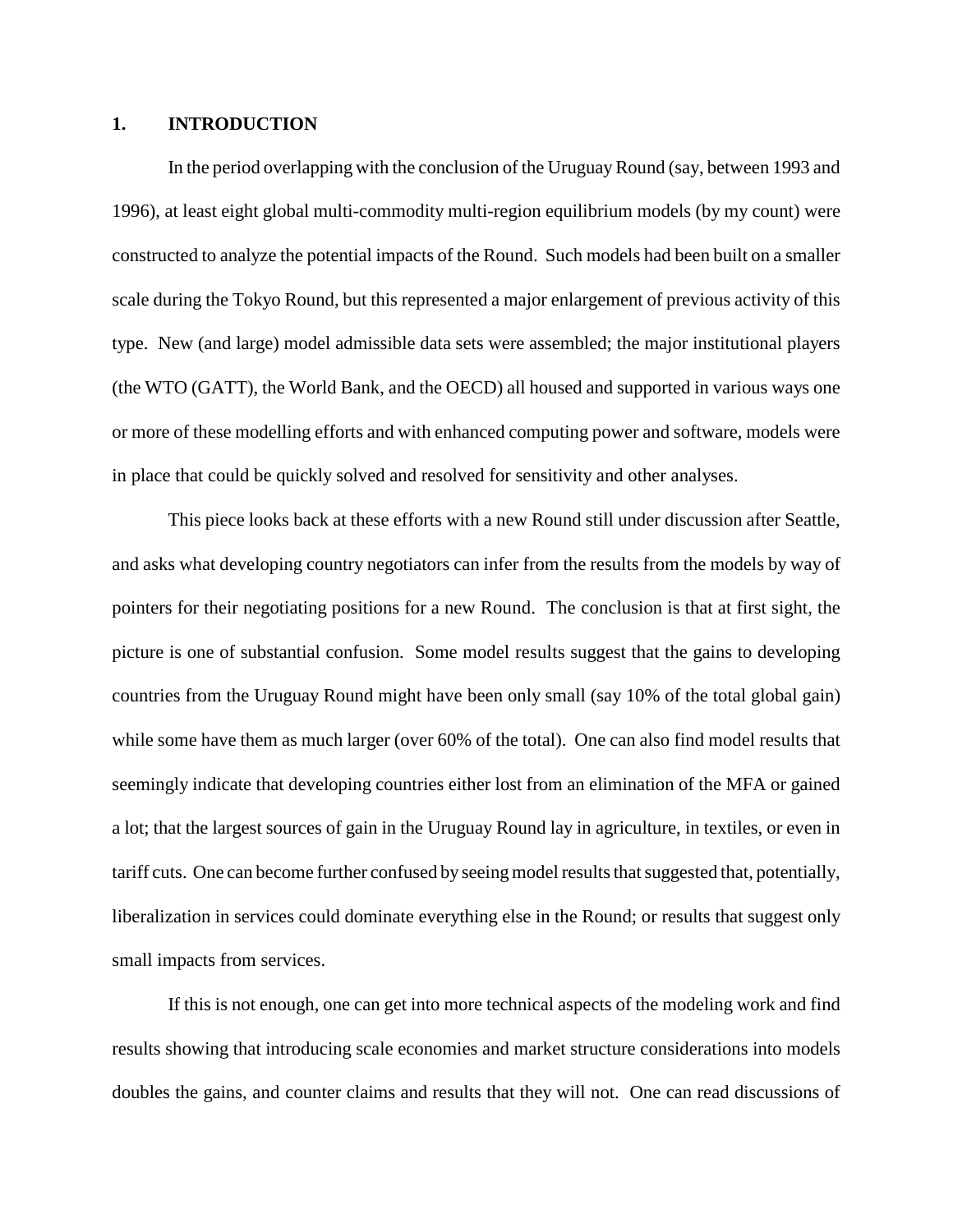## 1. INTRODUCTION

In the period overlapping with the conclusion of the Uruguay Round (say, between 1993 and 1996), at least eight global multi-commodity multi-region equilibrium models (by my count) were constructed to analyze the potential impacts of the Round. Such models had been built on a smaller scale during the Tokyo Round, but this represented a major enlargement of previous activity of this type. New (and large) model admissible data sets were assembled; the major institutional players (the WTO (GATT), the World Bank, and the OECD) all housed and supported in various ways one or more of these modelling efforts and with enhanced computing power and software, models were in place that could be quickly solved and resolved for sensitivity and other analyses.

This piece looks back at these efforts with a new Round still under discussion after Seattle, and asks what developing country negotiators can infer from the results from the models by way of pointers for their negotiating positions for a new Round. The conclusion is that at first sight, the picture is one of substantial confusion. Some model results suggest that the gains to developing countries from the Uruguay Round might have been only small (say 10% of the total global gain) while some have them as much larger (over 60% of the total). One can also find model results that seemingly indicate that developing countries either lost from an elimination of the MFA or gained a lot; that the largest sources of gain in the Uruguay Round lay in agriculture, in textiles, or even in tariff cuts. One can become further confused by seeing model results that suggested that, potentially, liberalization in services could dominate everything else in the Round; or results that suggest only small impacts from services.

If this is not enough, one can get into more technical aspects of the modeling work and find results showing that introducing scale economies and market structure considerations into models doubles the gains, and counter claims and results that they will not. One can read discussions of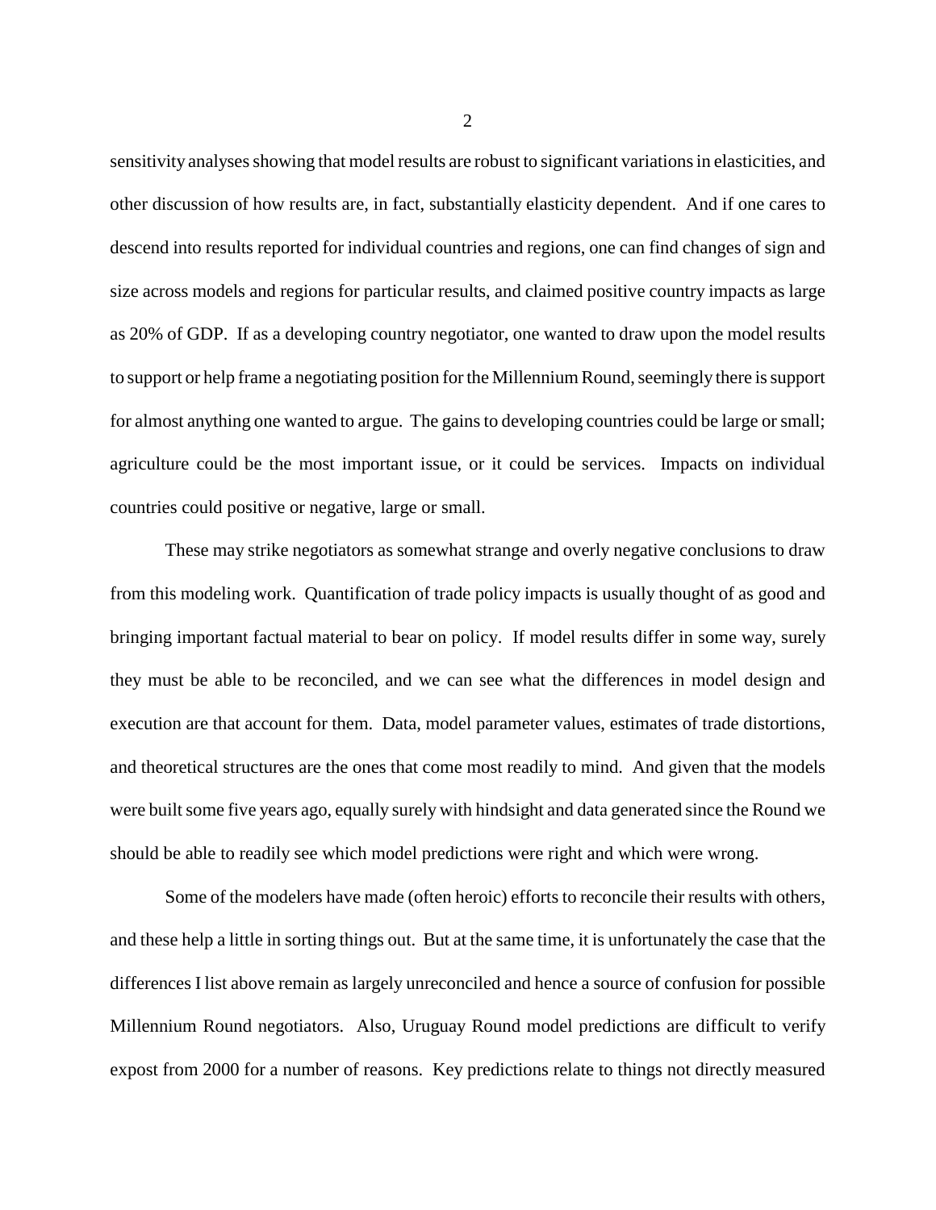sensitivity analyses showing that model results are robust to significant variations in elasticities, and other discussion of how results are, in fact, substantially elasticity dependent. And if one cares to descend into results reported for individual countries and regions, one can find changes of sign and size across models and regions for particular results, and claimed positive country impacts as large as 20% of GDP. If as a developing country negotiator, one wanted to draw upon the model results to support or help frame a negotiating position for the Millennium Round, seemingly there is support for almost anything one wanted to argue. The gains to developing countries could be large or small; agriculture could be the most important issue, or it could be services. Impacts on individual countries could positive or negative, large or small.

These may strike negotiators as somewhat strange and overly negative conclusions to draw from this modeling work. Quantification of trade policy impacts is usually thought of as good and bringing important factual material to bear on policy. If model results differ in some way, surely they must be able to be reconciled, and we can see what the differences in model design and execution are that account for them. Data, model parameter values, estimates of trade distortions, and theoretical structures are the ones that come most readily to mind. And given that the models were built some five years ago, equally surely with hindsight and data generated since the Round we should be able to readily see which model predictions were right and which were wrong.

Some of the modelers have made (often heroic) efforts to reconcile their results with others, and these help a little in sorting things out. But at the same time, it is unfortunately the case that the differences I list above remain as largely unreconciled and hence a source of confusion for possible Millennium Round negotiators. Also, Uruguay Round model predictions are difficult to verify expost from 2000 for a number of reasons. Key predictions relate to things not directly measured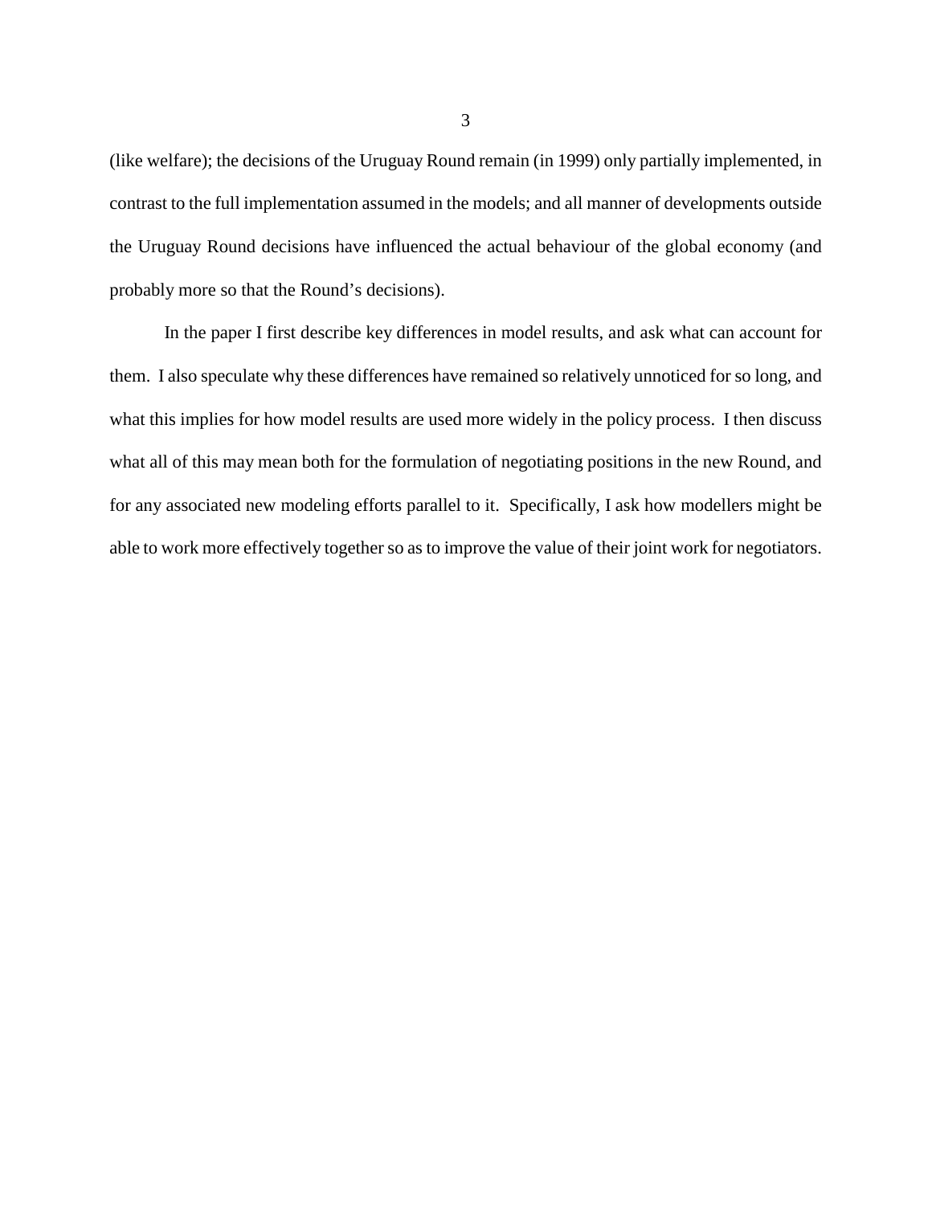(like welfare); the decisions of the Uruguay Round remain (in 1999) only partially implemented, in contrast to the full implementation assumed in the models; and all manner of developments outside the Uruguay Round decisions have influenced the actual behaviour of the global economy (and probably more so that the Round's decisions).

In the paper I first describe key differences in model results, and ask what can account for them. I also speculate why these differences have remained so relatively unnoticed for so long, and what this implies for how model results are used more widely in the policy process. I then discuss what all of this may mean both for the formulation of negotiating positions in the new Round, and for any associated new modeling efforts parallel to it. Specifically, I ask how modellers might be able to work more effectively together so as to improve the value of their joint work for negotiators.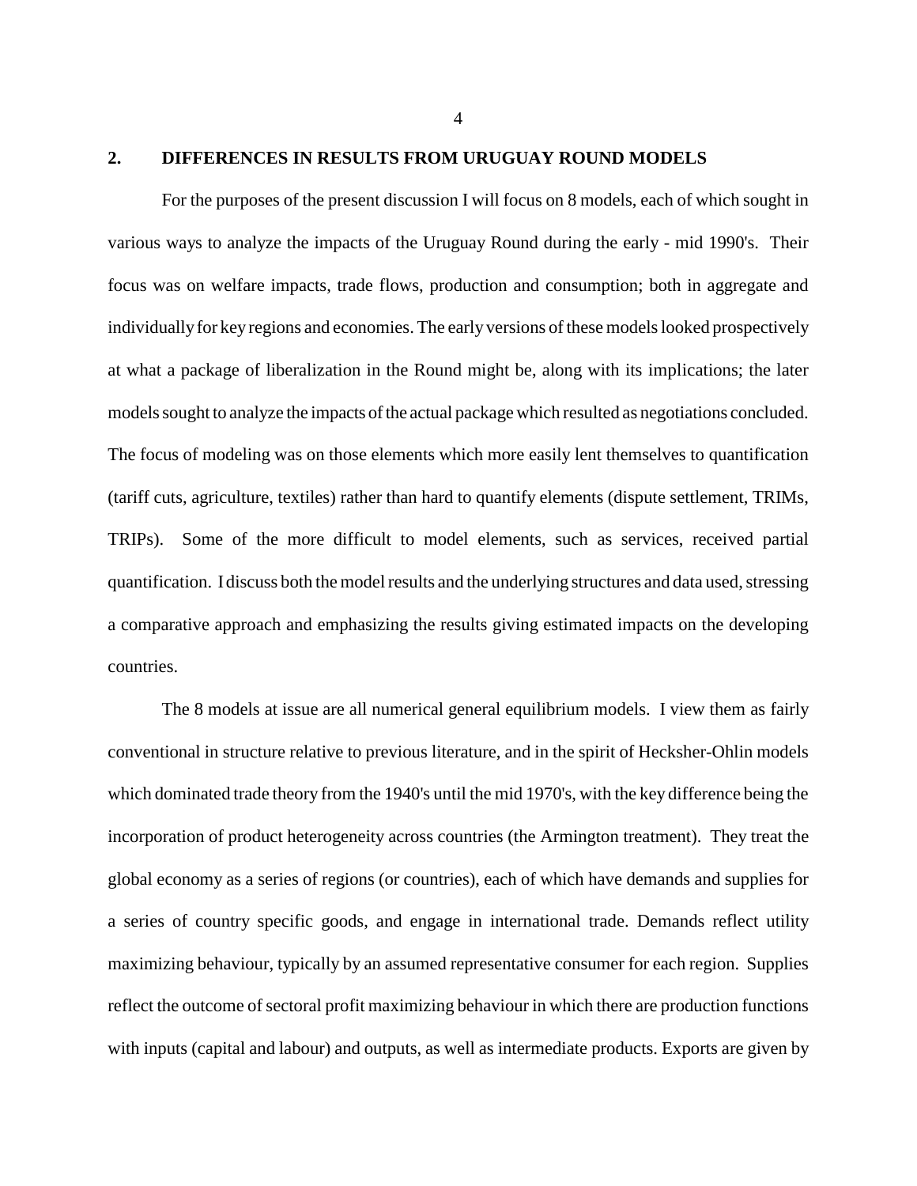## 2. DIFFERENCES IN RESULTS FROM URUGUAY ROUND MODELS

For the purposes of the present discussion I will focus on 8 models, each of which sought in various ways to analyze the impacts of the Uruguay Round during the early - mid 1990's. Their focus was on welfare impacts, trade flows, production and consumption; both in aggregate and individually for key regions and economies. The early versions of these models looked prospectively at what a package of liberalization in the Round might be, along with its implications; the later models sought to analyze the impacts of the actual package which resulted as negotiations concluded. The focus of modeling was on those elements which more easily lent themselves to quantification (tariff cuts, agriculture, textiles) rather than hard to quantify elements (dispute settlement, TRIMs, TRIPs). Some of the more difficult to model elements, such as services, received partial quantification. I discuss both the model results and the underlying structures and data used, stressing a comparative approach and emphasizing the results giving estimated impacts on the developing countries.

The 8 models at issue are all numerical general equilibrium models. I view them as fairly conventional in structure relative to previous literature, and in the spirit of Hecksher-Ohlin models which dominated trade theory from the 1940's until the mid 1970's, with the key difference being the incorporation of product heterogeneity across countries (the Armington treatment). They treat the global economy as a series of regions (or countries), each of which have demands and supplies for a series of country specific goods, and engage in international trade. Demands reflect utility maximizing behaviour, typically by an assumed representative consumer for each region. Supplies reflect the outcome of sectoral profit maximizing behaviour in which there are production functions with inputs (capital and labour) and outputs, as well as intermediate products. Exports are given by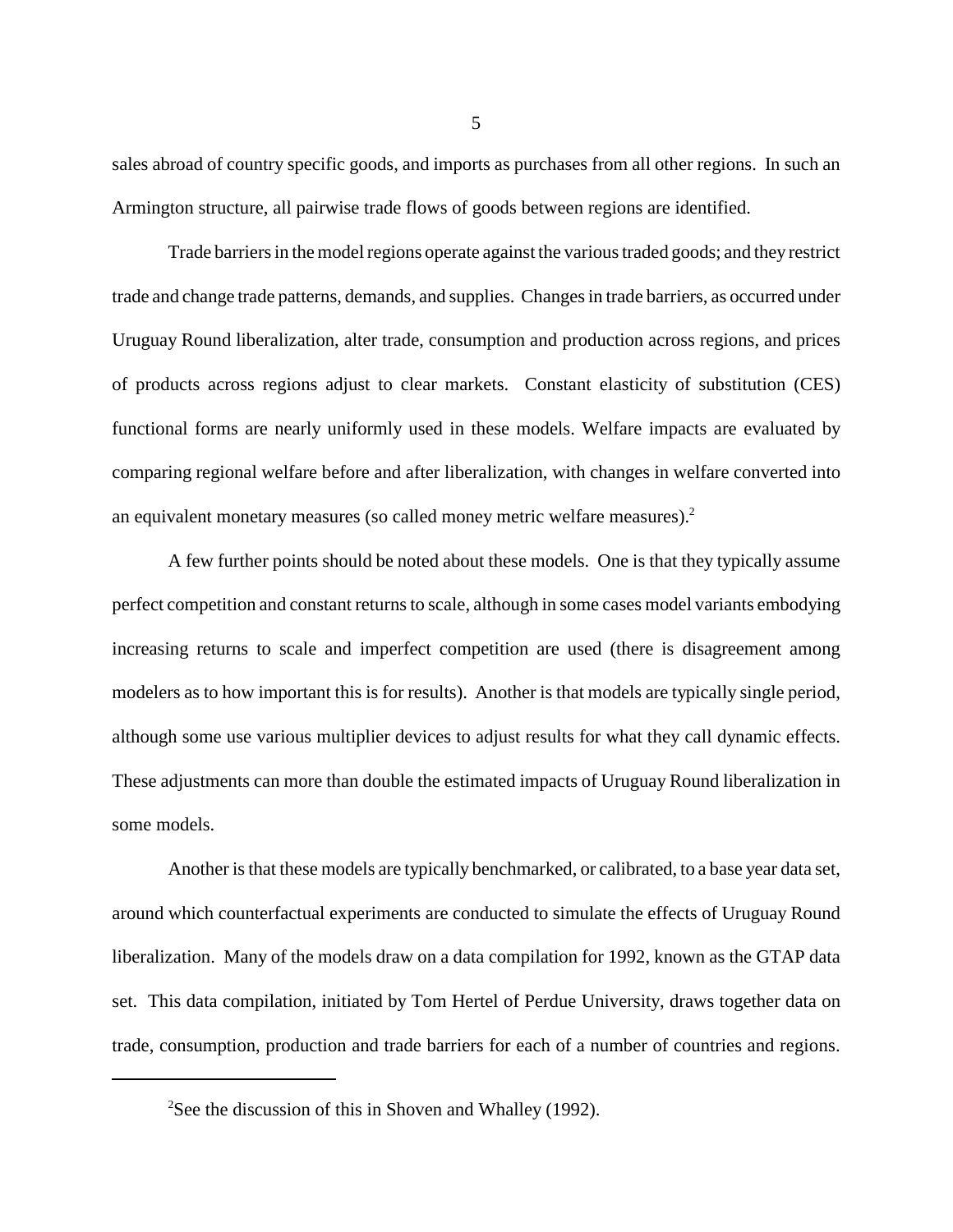sales abroad of country specific goods, and imports as purchases from all other regions. In such an Armington structure, all pairwise trade flows of goods between regions are identified.

Trade barriers in the model regions operate against the various traded goods; and they restrict trade and change trade patterns, demands, and supplies. Changes in trade barriers, as occurred under Uruguay Round liberalization, alter trade, consumption and production across regions, and prices of products across regions adjust to clear markets. Constant elasticity of substitution (CES) functional forms are nearly uniformly used in these models. Welfare impacts are evaluated by comparing regional welfare before and after liberalization, with changes in welfare converted into an equivalent monetary measures (so called money metric welfare measures).[2]

A few further points should be noted about these models. One is that they typically assume perfect competition and constant returns to scale, although in some cases model variants embodying increasing returns to scale and imperfect competition are used (there is disagreement among modelers as to how important this is for results). Another is that models are typically single period, although some use various multiplier devices to adjust results for what they call dynamic effects. These adjustments can more than double the estimated impacts of Uruguay Round liberalization in some models.

Another is that these models are typically benchmarked, or calibrated, to a base year data set, around which counterfactual experiments are conducted to simulate the effects of Uruguay Round liberalization. Many of the models draw on a data compilation for 1992, known as the GTAP data set. This data compilation, initiated by Tom Hertel of Perdue University, draws together data on trade, consumption, production and trade barriers for each of a number of countries and regions.

---

[2]See the discussion of this in Shoven and Whalley (1992).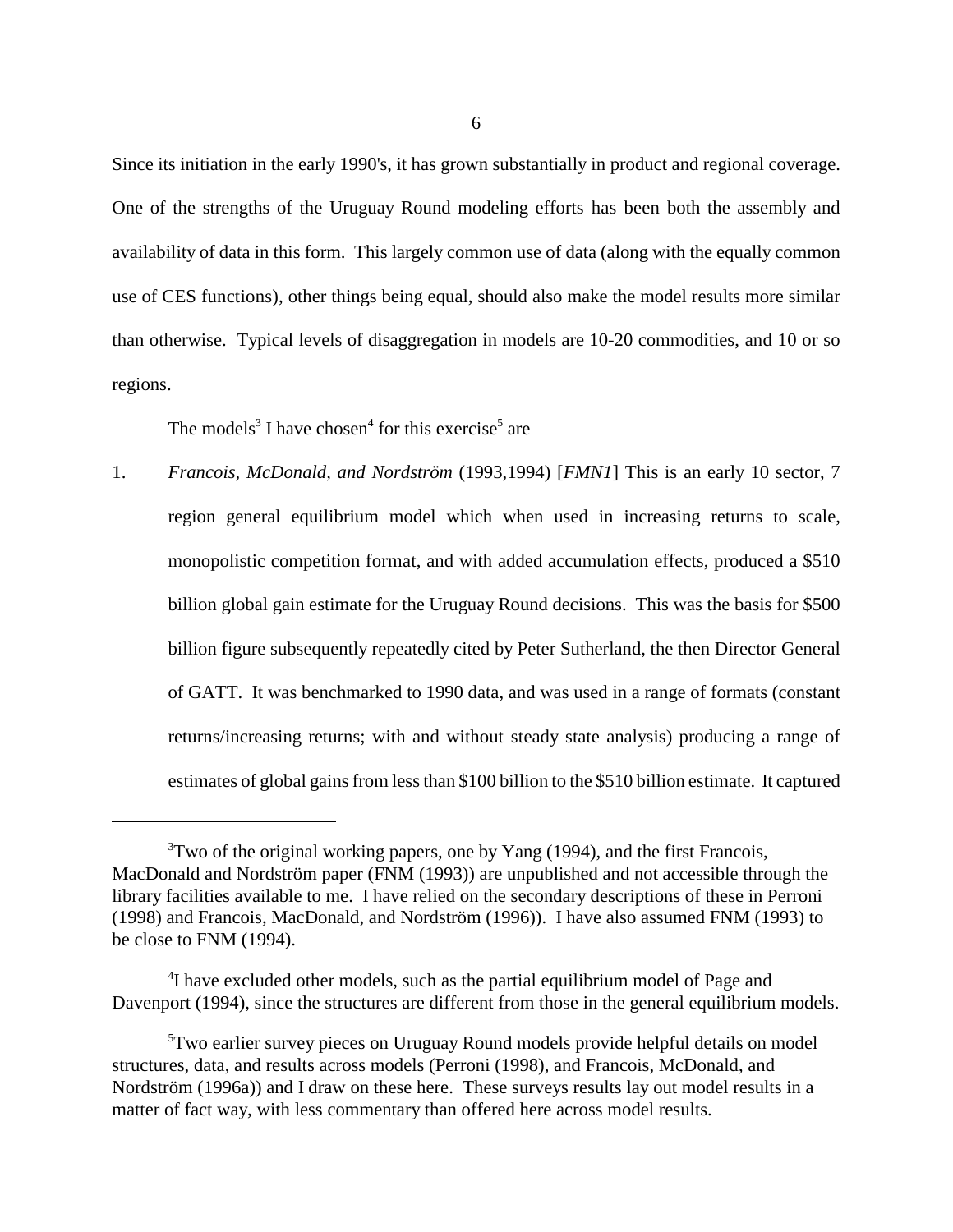Since its initiation in the early 1990's, it has grown substantially in product and regional coverage. One of the strengths of the Uruguay Round modeling efforts has been both the assembly and availability of data in this form. This largely common use of data (along with the equally common use of CES functions), other things being equal, should also make the model results more similar than otherwise. Typical levels of disaggregation in models are 10-20 commodities, and 10 or so regions.

The models[3] I have chosen[4] for this exercise[5] are

1. *Francois, McDonald, and Nordström* (1993,1994) [*FMN1*] This is an early 10 sector, 7 region general equilibrium model which when used in increasing returns to scale, monopolistic competition format, and with added accumulation effects, produced a \$510 billion global gain estimate for the Uruguay Round decisions. This was the basis for \$500 billion figure subsequently repeatedly cited by Peter Sutherland, the then Director General of GATT. It was benchmarked to 1990 data, and was used in a range of formats (constant returns/increasing returns; with and without steady state analysis) producing a range of estimates of global gains from less than \$100 billion to the \$510 billion estimate. It captured

---

[3]Two of the original working papers, one by Yang (1994), and the first Francois, MacDonald and Nordström paper (FNM (1993)) are unpublished and not accessible through the library facilities available to me. I have relied on the secondary descriptions of these in Perroni (1998) and Francois, MacDonald, and Nordström (1996)). I have also assumed FNM (1993) to be close to FNM (1994).

[4]I have excluded other models, such as the partial equilibrium model of Page and Davenport (1994), since the structures are different from those in the general equilibrium models.

[5]Two earlier survey pieces on Uruguay Round models provide helpful details on model structures, data, and results across models (Perroni (1998), and Francois, McDonald, and Nordström (1996a)) and I draw on these here. These surveys results lay out model results in a matter of fact way, with less commentary than offered here across model results.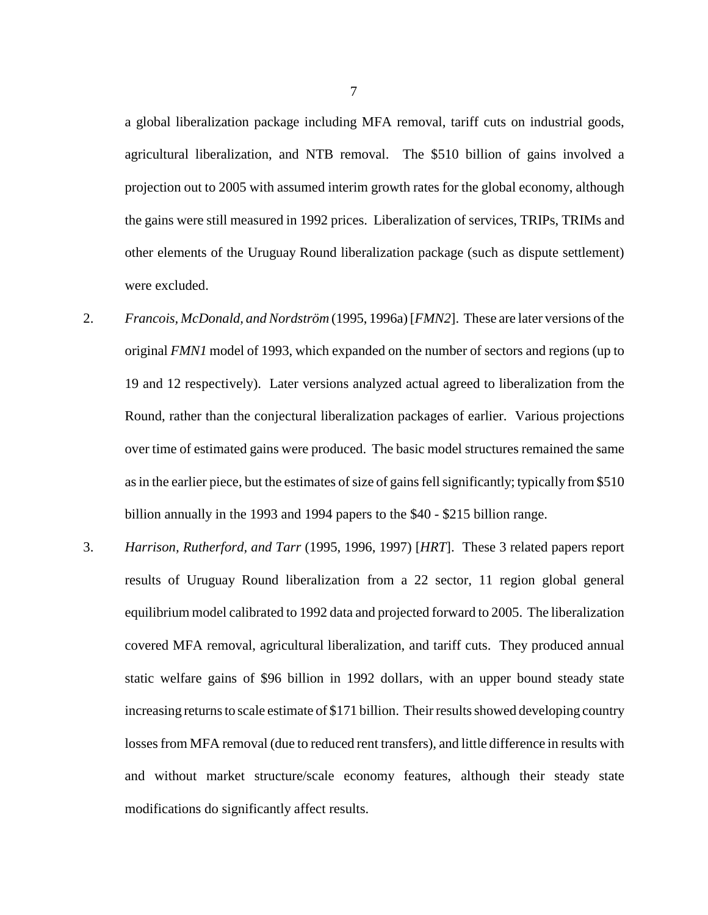a global liberalization package including MFA removal, tariff cuts on industrial goods, agricultural liberalization, and NTB removal. The $510 billion of gains involved a projection out to 2005 with assumed interim growth rates for the global economy, although the gains were still measured in 1992 prices. Liberalization of services, TRIPs, TRIMs and other elements of the Uruguay Round liberalization package (such as dispute settlement) were excluded.

2. *Francois, McDonald, and Nordström* (1995, 1996a) [*FMN2*]. These are later versions of the original *FMN1* model of 1993, which expanded on the number of sectors and regions (up to 19 and 12 respectively). Later versions analyzed actual agreed to liberalization from the Round, rather than the conjectural liberalization packages of earlier. Various projections over time of estimated gains were produced. The basic model structures remained the same as in the earlier piece, but the estimates of size of gains fell significantly; typically from $510 billion annually in the 1993 and 1994 papers to the $40 - $215 billion range.

3. *Harrison, Rutherford, and Tarr* (1995, 1996, 1997) [*HRT*]. These 3 related papers report results of Uruguay Round liberalization from a 22 sector, 11 region global general equilibrium model calibrated to 1992 data and projected forward to 2005. The liberalization covered MFA removal, agricultural liberalization, and tariff cuts. They produced annual static welfare gains of $96 billion in 1992 dollars, with an upper bound steady state increasing returns to scale estimate of $171 billion. Their results showed developing country losses from MFA removal (due to reduced rent transfers), and little difference in results with and without market structure/scale economy features, although their steady state modifications do significantly affect results.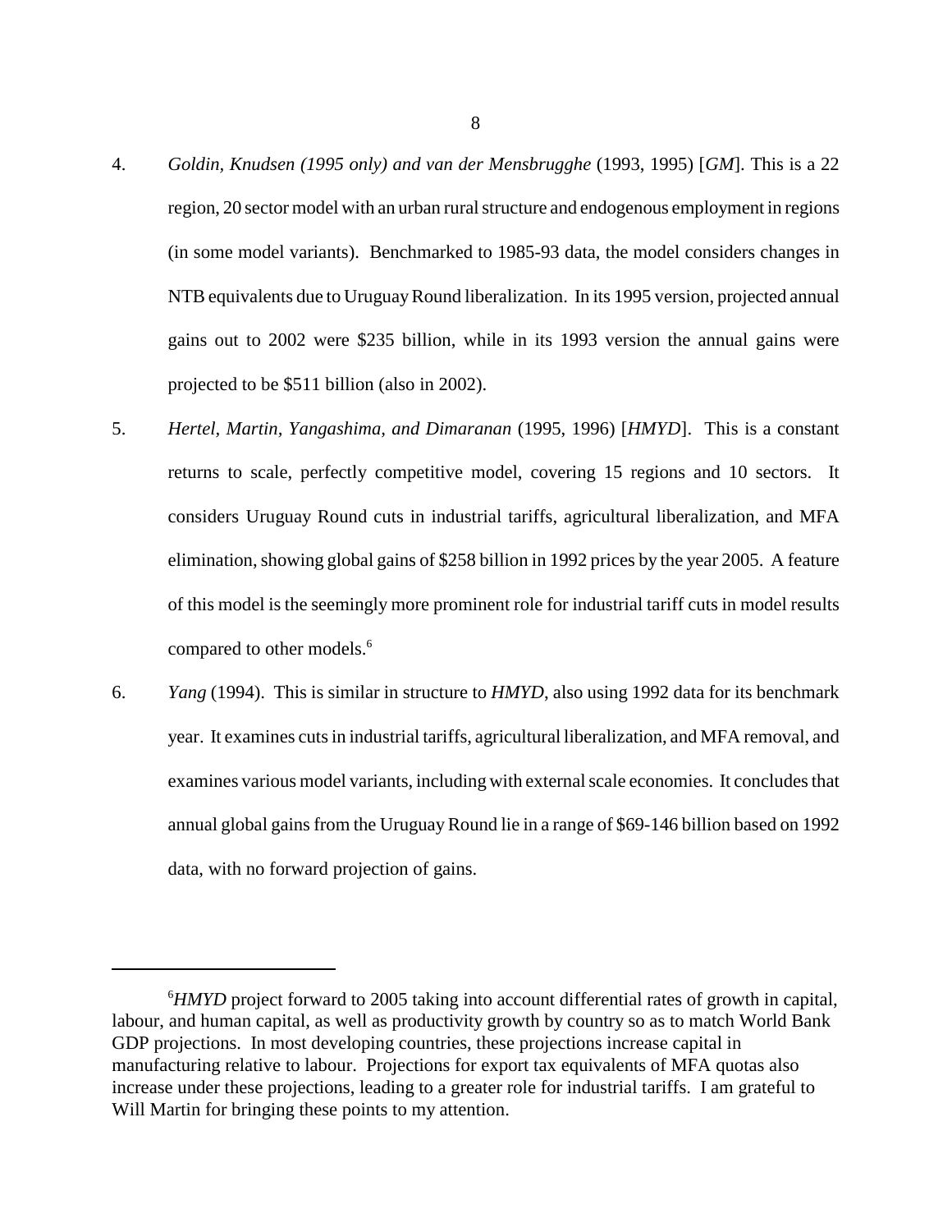4. *Goldin, Knudsen (1995 only) and van der Mensbrugghe* (1993, 1995) [*GM*]. This is a 22 region, 20 sector model with an urban rural structure and endogenous employment in regions (in some model variants). Benchmarked to 1985-93 data, the model considers changes in NTB equivalents due to Uruguay Round liberalization. In its 1995 version, projected annual gains out to 2002 were $235 billion, while in its 1993 version the annual gains were projected to be $511 billion (also in 2002).

5. *Hertel, Martin, Yangashima, and Dimaranan* (1995, 1996) [*HMYD*]. This is a constant returns to scale, perfectly competitive model, covering 15 regions and 10 sectors. It considers Uruguay Round cuts in industrial tariffs, agricultural liberalization, and MFA elimination, showing global gains of $258 billion in 1992 prices by the year 2005. A feature of this model is the seemingly more prominent role for industrial tariff cuts in model results compared to other models.[6]

6. *Yang* (1994). This is similar in structure to *HMYD*, also using 1992 data for its benchmark year. It examines cuts in industrial tariffs, agricultural liberalization, and MFA removal, and examines various model variants, including with external scale economies. It concludes that annual global gains from the Uruguay Round lie in a range of $69-146 billion based on 1992 data, with no forward projection of gains.

---

[6] *HMYD* project forward to 2005 taking into account differential rates of growth in capital, labour, and human capital, as well as productivity growth by country so as to match World Bank GDP projections. In most developing countries, these projections increase capital in manufacturing relative to labour. Projections for export tax equivalents of MFA quotas also increase under these projections, leading to a greater role for industrial tariffs. I am grateful to Will Martin for bringing these points to my attention.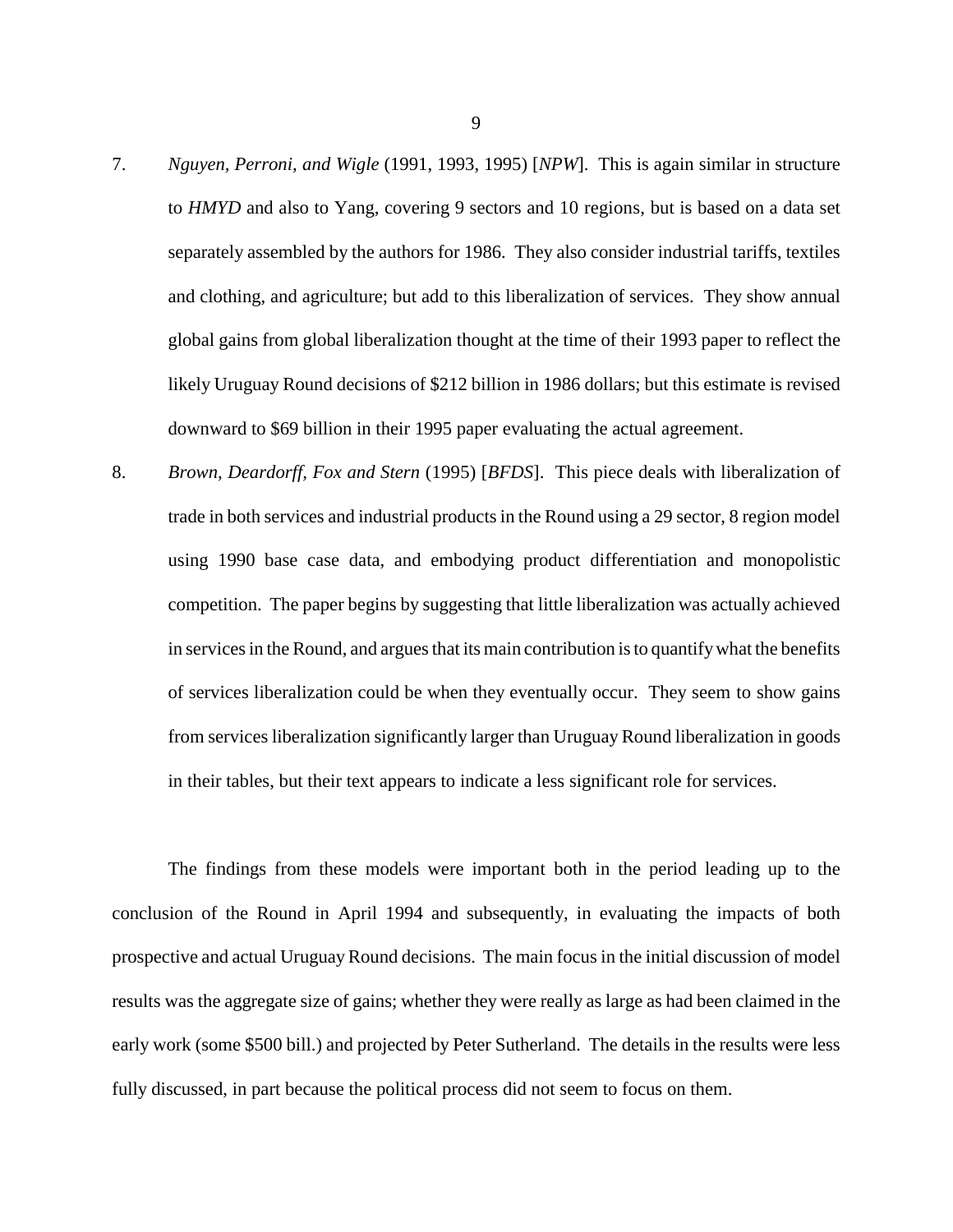7. *Nguyen, Perroni, and Wigle* (1991, 1993, 1995) [*NPW*]. This is again similar in structure to *HMYD* and also to Yang, covering 9 sectors and 10 regions, but is based on a data set separately assembled by the authors for 1986. They also consider industrial tariffs, textiles and clothing, and agriculture; but add to this liberalization of services. They show annual global gains from global liberalization thought at the time of their 1993 paper to reflect the likely Uruguay Round decisions of $212 billion in 1986 dollars; but this estimate is revised downward to $69 billion in their 1995 paper evaluating the actual agreement.

8. *Brown, Deardorff, Fox and Stern* (1995) [*BFDS*]. This piece deals with liberalization of trade in both services and industrial products in the Round using a 29 sector, 8 region model using 1990 base case data, and embodying product differentiation and monopolistic competition. The paper begins by suggesting that little liberalization was actually achieved in services in the Round, and argues that its main contribution is to quantify what the benefits of services liberalization could be when they eventually occur. They seem to show gains from services liberalization significantly larger than Uruguay Round liberalization in goods in their tables, but their text appears to indicate a less significant role for services.

The findings from these models were important both in the period leading up to the conclusion of the Round in April 1994 and subsequently, in evaluating the impacts of both prospective and actual Uruguay Round decisions. The main focus in the initial discussion of model results was the aggregate size of gains; whether they were really as large as had been claimed in the early work (some $500 bill.) and projected by Peter Sutherland. The details in the results were less fully discussed, in part because the political process did not seem to focus on them.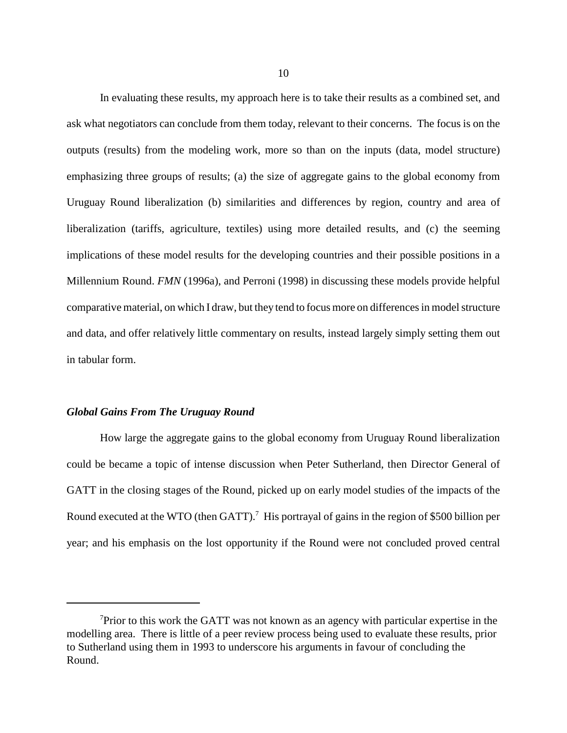In evaluating these results, my approach here is to take their results as a combined set, and ask what negotiators can conclude from them today, relevant to their concerns. The focus is on the outputs (results) from the modeling work, more so than on the inputs (data, model structure) emphasizing three groups of results; (a) the size of aggregate gains to the global economy from Uruguay Round liberalization (b) similarities and differences by region, country and area of liberalization (tariffs, agriculture, textiles) using more detailed results, and (c) the seeming implications of these model results for the developing countries and their possible positions in a Millennium Round. *FMN* (1996a), and Perroni (1998) in discussing these models provide helpful comparative material, on which I draw, but they tend to focus more on differences in model structure and data, and offer relatively little commentary on results, instead largely simply setting them out in tabular form.

### *Global Gains From The Uruguay Round*

How large the aggregate gains to the global economy from Uruguay Round liberalization could be became a topic of intense discussion when Peter Sutherland, then Director General of GATT in the closing stages of the Round, picked up on early model studies of the impacts of the Round executed at the WTO (then GATT).[7] His portrayal of gains in the region of $500 billion per year; and his emphasis on the lost opportunity if the Round were not concluded proved central

---

[7]Prior to this work the GATT was not known as an agency with particular expertise in the modelling area. There is little of a peer review process being used to evaluate these results, prior to Sutherland using them in 1993 to underscore his arguments in favour of concluding the Round.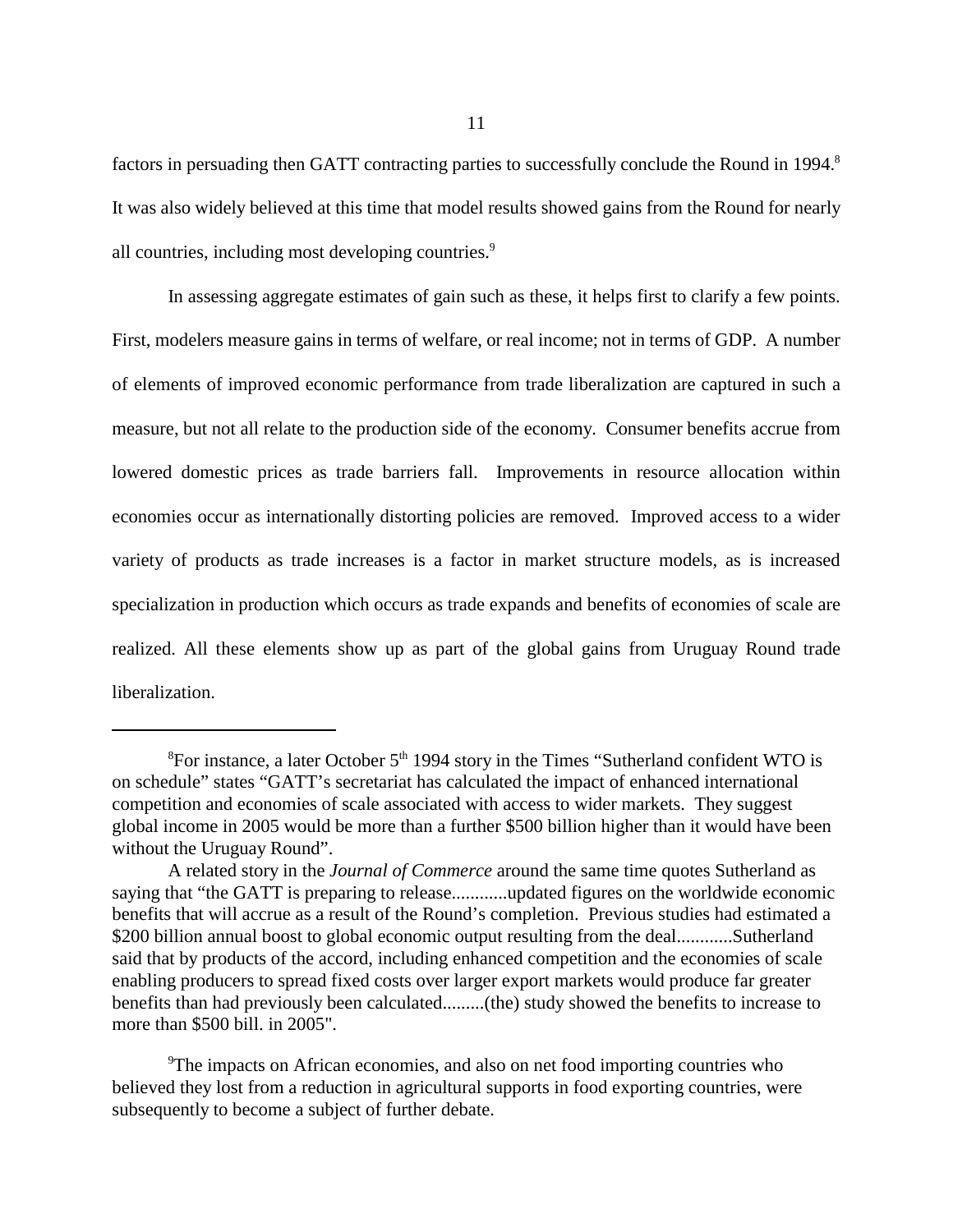factors in persuading then GATT contracting parties to successfully conclude the Round in 1994.[8] It was also widely believed at this time that model results showed gains from the Round for nearly all countries, including most developing countries.[9]

In assessing aggregate estimates of gain such as these, it helps first to clarify a few points. First, modelers measure gains in terms of welfare, or real income; not in terms of GDP. A number of elements of improved economic performance from trade liberalization are captured in such a measure, but not all relate to the production side of the economy. Consumer benefits accrue from lowered domestic prices as trade barriers fall. Improvements in resource allocation within economies occur as internationally distorting policies are removed. Improved access to a wider variety of products as trade increases is a factor in market structure models, as is increased specialization in production which occurs as trade expands and benefits of economies of scale are realized. All these elements show up as part of the global gains from Uruguay Round trade liberalization.

---

[8]For instance, a later October 5th 1994 story in the Times "Sutherland confident WTO is on schedule" states "GATT's secretariat has calculated the impact of enhanced international competition and economies of scale associated with access to wider markets. They suggest global income in 2005 would be more than a further $500 billion higher than it would have been without the Uruguay Round".

A related story in the *Journal of Commerce* around the same time quotes Sutherland as saying that "the GATT is preparing to release............updated figures on the worldwide economic benefits that will accrue as a result of the Round's completion. Previous studies had estimated a $200 billion annual boost to global economic output resulting from the deal............Sutherland said that by products of the accord, including enhanced competition and the economies of scale enabling producers to spread fixed costs over larger export markets would produce far greater benefits than had previously been calculated.........(the) study showed the benefits to increase to more than $500 bill. in 2005".

[9]The impacts on African economies, and also on net food importing countries who believed they lost from a reduction in agricultural supports in food exporting countries, were subsequently to become a subject of further debate.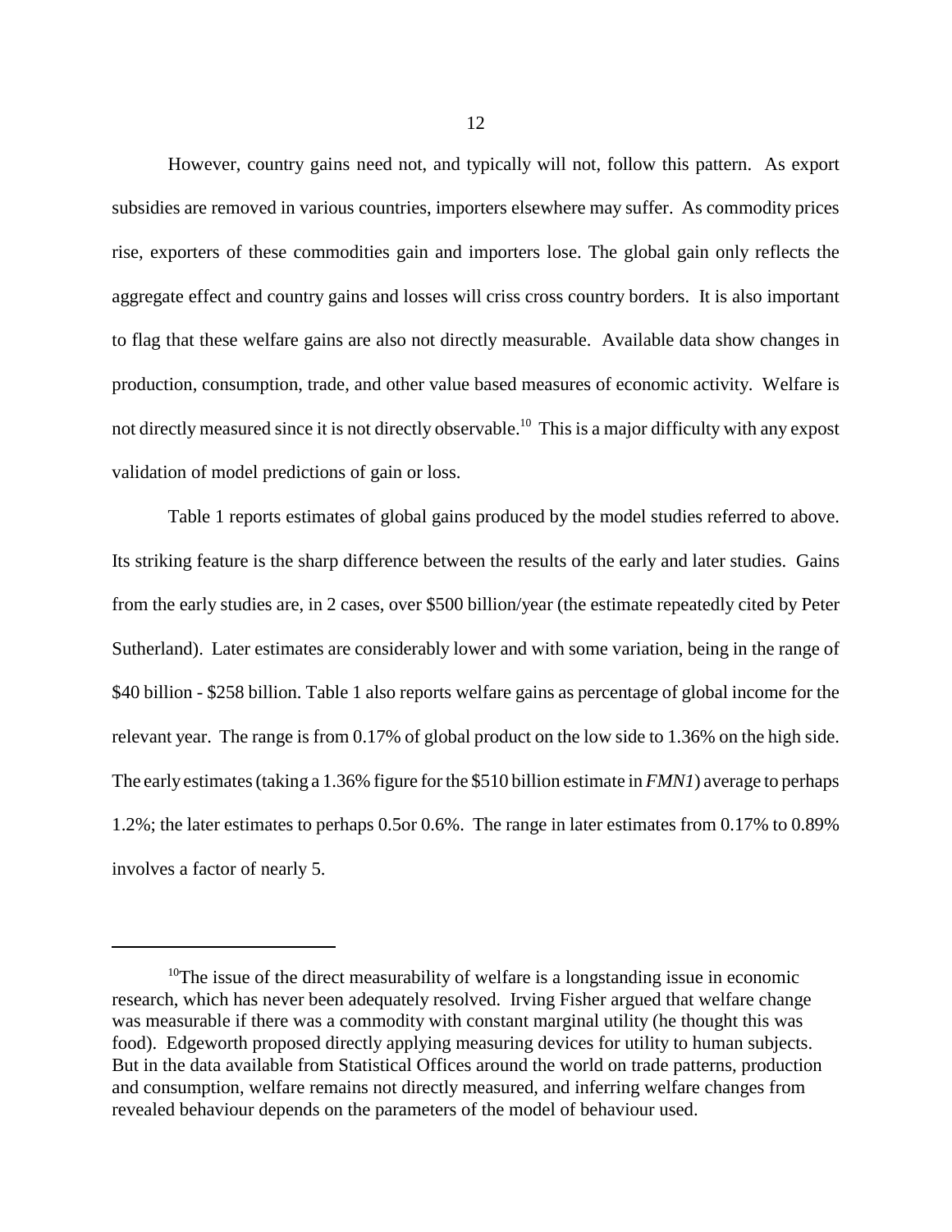However, country gains need not, and typically will not, follow this pattern. As export subsidies are removed in various countries, importers elsewhere may suffer. As commodity prices rise, exporters of these commodities gain and importers lose. The global gain only reflects the aggregate effect and country gains and losses will criss cross country borders. It is also important to flag that these welfare gains are also not directly measurable. Available data show changes in production, consumption, trade, and other value based measures of economic activity. Welfare is not directly measured since it is not directly observable.[10] This is a major difficulty with any expost validation of model predictions of gain or loss.

Table 1 reports estimates of global gains produced by the model studies referred to above. Its striking feature is the sharp difference between the results of the early and later studies. Gains from the early studies are, in 2 cases, over $500 billion/year (the estimate repeatedly cited by Peter Sutherland). Later estimates are considerably lower and with some variation, being in the range of $40 billion - $258 billion. Table 1 also reports welfare gains as percentage of global income for the relevant year. The range is from 0.17% of global product on the low side to 1.36% on the high side. The early estimates (taking a 1.36% figure for the $510 billion estimate in *FMN1*) average to perhaps 1.2%; the later estimates to perhaps 0.5or 0.6%. The range in later estimates from 0.17% to 0.89% involves a factor of nearly 5.

---

[10] The issue of the direct measurability of welfare is a longstanding issue in economic research, which has never been adequately resolved. Irving Fisher argued that welfare change was measurable if there was a commodity with constant marginal utility (he thought this was food). Edgeworth proposed directly applying measuring devices for utility to human subjects. But in the data available from Statistical Offices around the world on trade patterns, production and consumption, welfare remains not directly measured, and inferring welfare changes from revealed behaviour depends on the parameters of the model of behaviour used.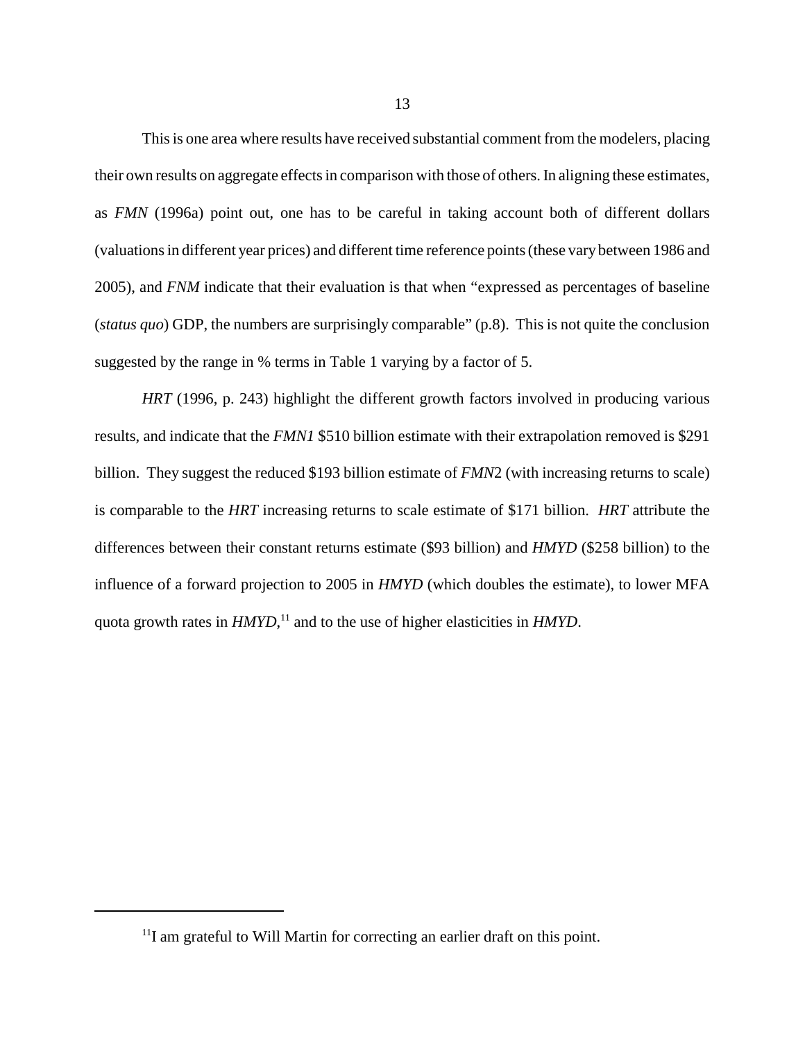This is one area where results have received substantial comment from the modelers, placing their own results on aggregate effects in comparison with those of others. In aligning these estimates, as *FMN* (1996a) point out, one has to be careful in taking account both of different dollars (valuations in different year prices) and different time reference points (these vary between 1986 and 2005), and *FNM* indicate that their evaluation is that when "expressed as percentages of baseline (*status quo*) GDP, the numbers are surprisingly comparable" (p.8). This is not quite the conclusion suggested by the range in % terms in Table 1 varying by a factor of 5.

*HRT* (1996, p. 243) highlight the different growth factors involved in producing various results, and indicate that the *FMN1* $510 billion estimate with their extrapolation removed is $291 billion. They suggest the reduced $193 billion estimate of *FMN*2 (with increasing returns to scale) is comparable to the *HRT* increasing returns to scale estimate of $171 billion. *HRT* attribute the differences between their constant returns estimate ($93 billion) and *HMYD* ($258 billion) to the influence of a forward projection to 2005 in *HMYD* (which doubles the estimate), to lower MFA quota growth rates in *HMYD*,[11] and to the use of higher elasticities in *HMYD*.

[11] I am grateful to Will Martin for correcting an earlier draft on this point.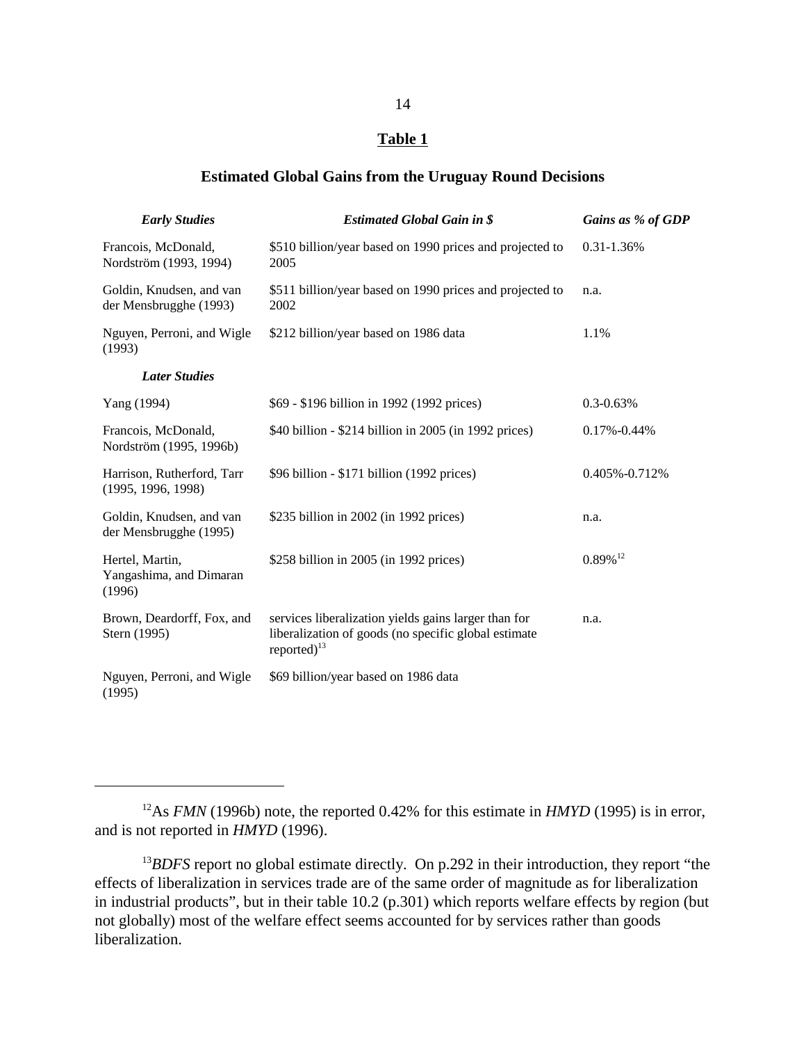## Table 1

### Estimated Global Gains from the Uruguay Round Decisions

| *Early Studies* | *Estimated Global Gain in $* | *Gains as % of GDP* |
|---|---|---|
| Francois, McDonald, Nordström (1993, 1994) | $510 billion/year based on 1990 prices and projected to 2005 | 0.31-1.36% |
| Goldin, Knudsen, and van der Mensbrugghe (1993) | $511 billion/year based on 1990 prices and projected to 2002 | n.a. |
| Nguyen, Perroni, and Wigle (1993) | $212 billion/year based on 1986 data | 1.1% |
| ***Later Studies*** | | |
| Yang (1994) | $69 - $196 billion in 1992 (1992 prices) | 0.3-0.63% |
| Francois, McDonald, Nordström (1995, 1996b) | $40 billion - $214 billion in 2005 (in 1992 prices) | 0.17%-0.44% |
| Harrison, Rutherford, Tarr (1995, 1996, 1998) | $96 billion - $171 billion (1992 prices) | 0.405%-0.712% |
| Goldin, Knudsen, and van der Mensbrugghe (1995) | $235 billion in 2002 (in 1992 prices) | n.a. |
| Hertel, Martin, Yangashima, and Dimaran (1996) | $258 billion in 2005 (in 1992 prices) | 0.89%[12] |
| Brown, Deardorff, Fox, and Stern (1995) | services liberalization yields gains larger than for liberalization of goods (no specific global estimate reported)[13] | n.a. |
| Nguyen, Perroni, and Wigle (1995) | $69 billion/year based on 1986 data | |

[12] As *FMN* (1996b) note, the reported 0.42% for this estimate in *HMYD* (1995) is in error, and is not reported in *HMYD* (1996).

[13] *BDFS* report no global estimate directly. On p.292 in their introduction, they report "the effects of liberalization in services trade are of the same order of magnitude as for liberalization in industrial products", but in their table 10.2 (p.301) which reports welfare effects by region (but not globally) most of the welfare effect seems accounted for by services rather than goods liberalization.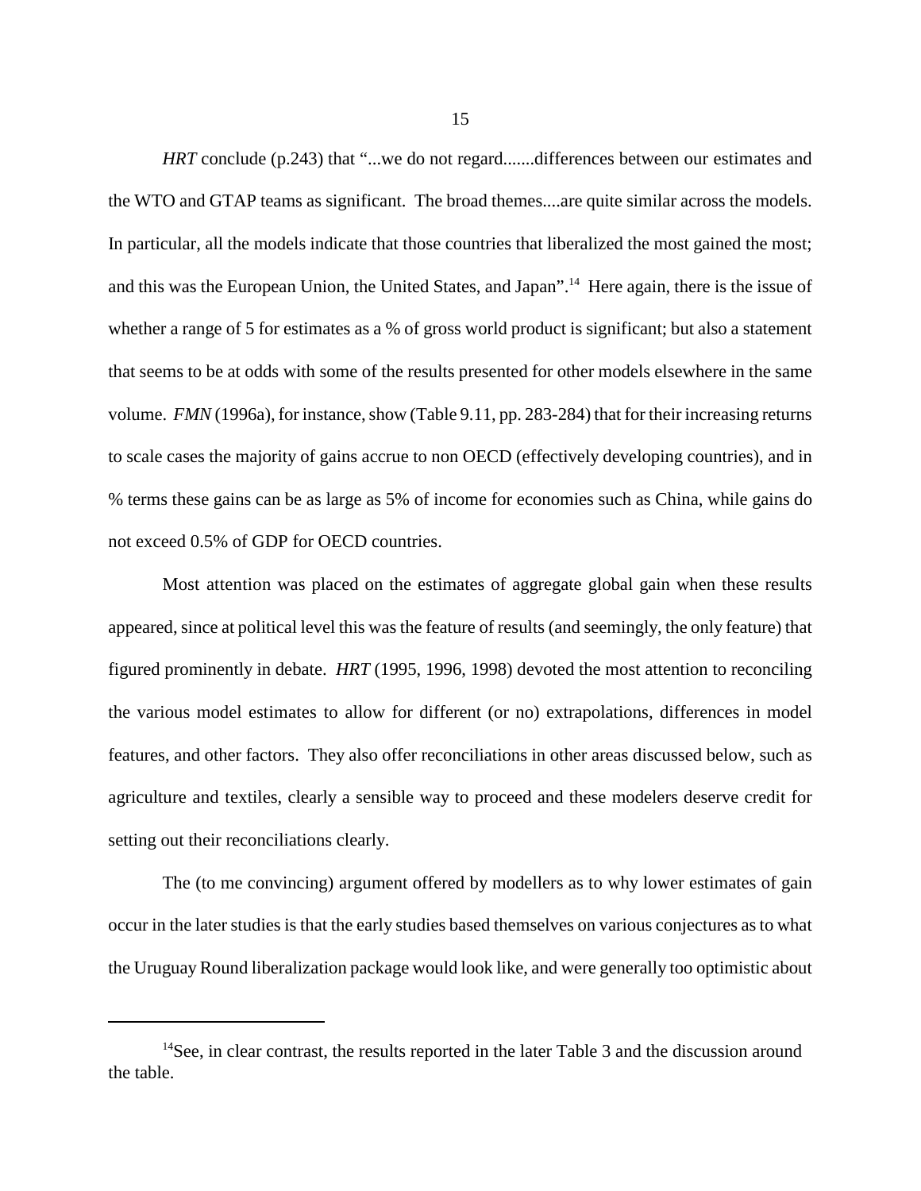*HRT* conclude (p.243) that "...we do not regard.......differences between our estimates and the WTO and GTAP teams as significant. The broad themes....are quite similar across the models. In particular, all the models indicate that those countries that liberalized the most gained the most; and this was the European Union, the United States, and Japan".[14] Here again, there is the issue of whether a range of 5 for estimates as a % of gross world product is significant; but also a statement that seems to be at odds with some of the results presented for other models elsewhere in the same volume. *FMN* (1996a), for instance, show (Table 9.11, pp. 283-284) that for their increasing returns to scale cases the majority of gains accrue to non OECD (effectively developing countries), and in % terms these gains can be as large as 5% of income for economies such as China, while gains do not exceed 0.5% of GDP for OECD countries.

Most attention was placed on the estimates of aggregate global gain when these results appeared, since at political level this was the feature of results (and seemingly, the only feature) that figured prominently in debate. *HRT* (1995, 1996, 1998) devoted the most attention to reconciling the various model estimates to allow for different (or no) extrapolations, differences in model features, and other factors. They also offer reconciliations in other areas discussed below, such as agriculture and textiles, clearly a sensible way to proceed and these modelers deserve credit for setting out their reconciliations clearly.

The (to me convincing) argument offered by modellers as to why lower estimates of gain occur in the later studies is that the early studies based themselves on various conjectures as to what the Uruguay Round liberalization package would look like, and were generally too optimistic about

[14] See, in clear contrast, the results reported in the later Table 3 and the discussion around the table.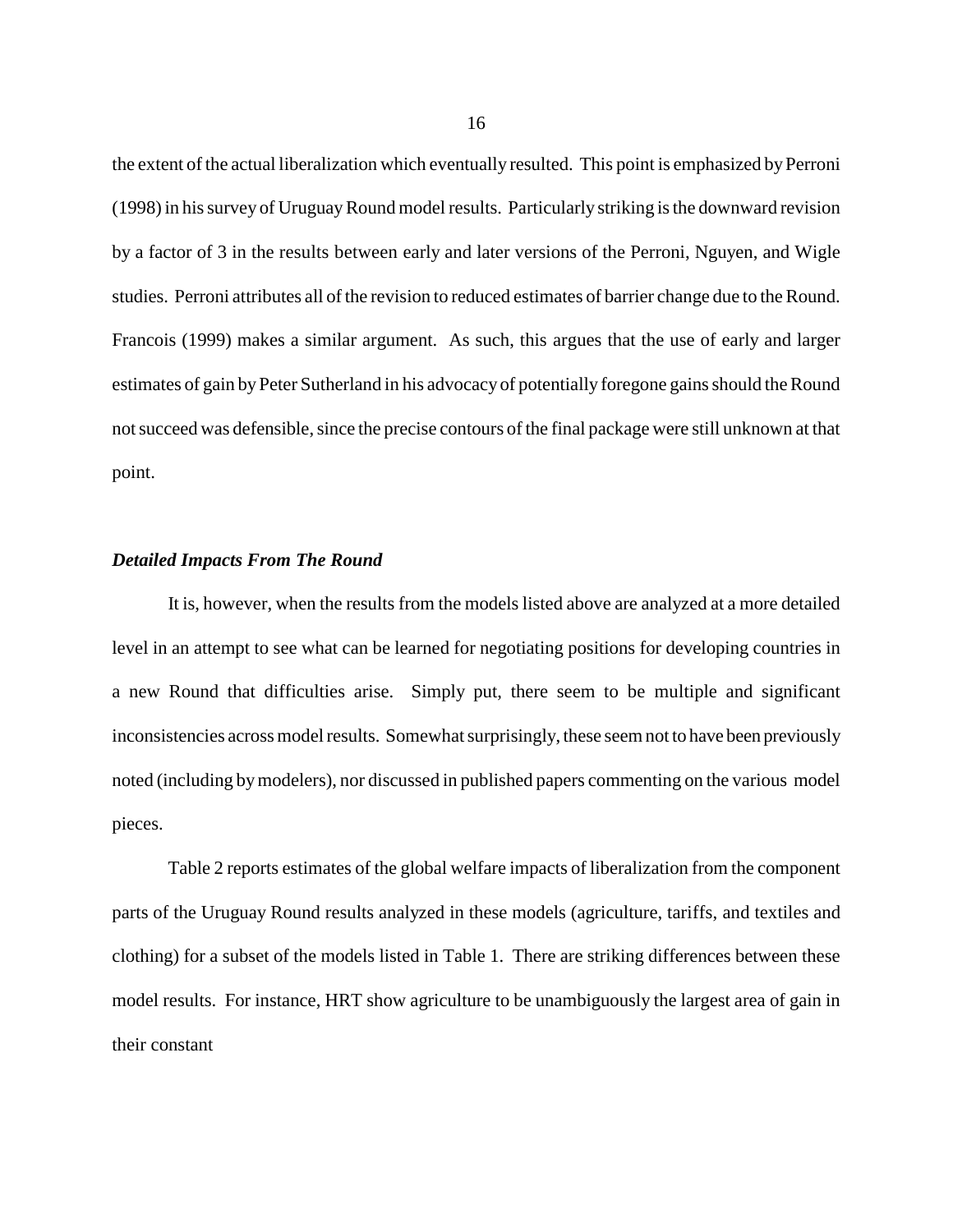the extent of the actual liberalization which eventually resulted. This point is emphasized by Perroni (1998) in his survey of Uruguay Round model results. Particularly striking is the downward revision by a factor of 3 in the results between early and later versions of the Perroni, Nguyen, and Wigle studies. Perroni attributes all of the revision to reduced estimates of barrier change due to the Round. Francois (1999) makes a similar argument. As such, this argues that the use of early and larger estimates of gain by Peter Sutherland in his advocacy of potentially foregone gains should the Round not succeed was defensible, since the precise contours of the final package were still unknown at that point.

### ***Detailed Impacts From The Round***

It is, however, when the results from the models listed above are analyzed at a more detailed level in an attempt to see what can be learned for negotiating positions for developing countries in a new Round that difficulties arise. Simply put, there seem to be multiple and significant inconsistencies across model results. Somewhat surprisingly, these seem not to have been previously noted (including by modelers), nor discussed in published papers commenting on the various model pieces.

Table 2 reports estimates of the global welfare impacts of liberalization from the component parts of the Uruguay Round results analyzed in these models (agriculture, tariffs, and textiles and clothing) for a subset of the models listed in Table 1. There are striking differences between these model results. For instance, HRT show agriculture to be unambiguously the largest area of gain in their constant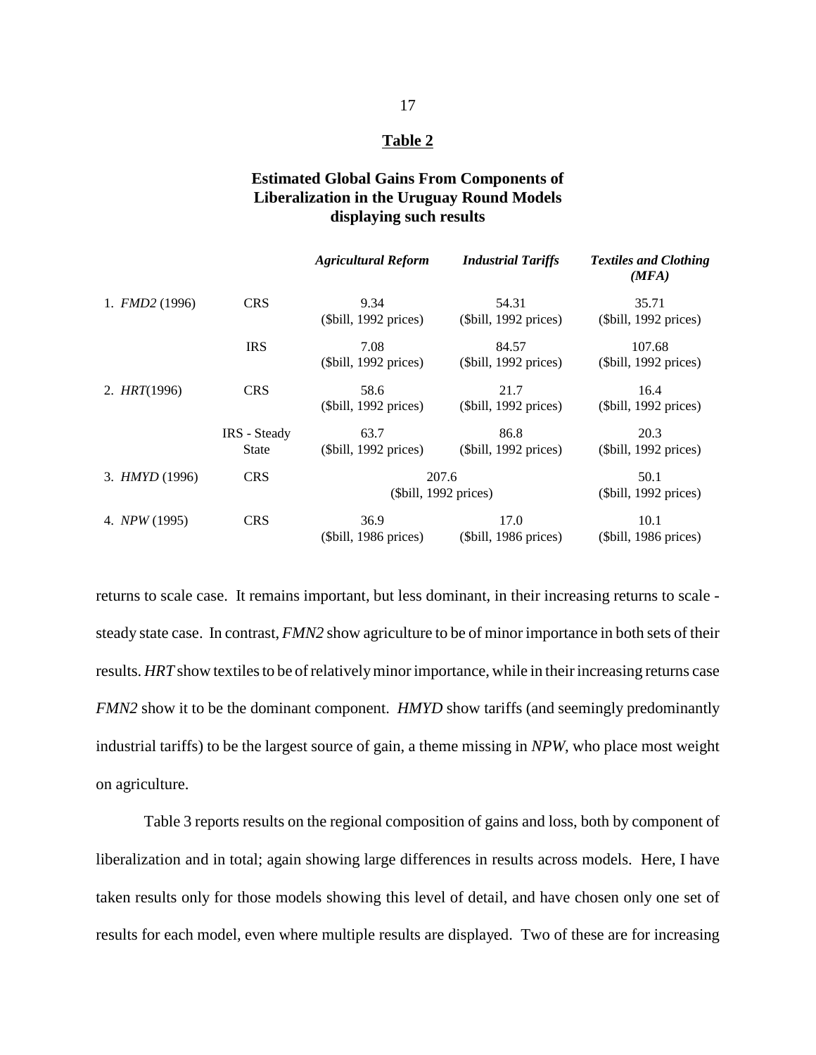## Table 2

### Estimated Global Gains From Components of Liberalization in the Uruguay Round Models displaying such results

| | | *Agricultural Reform* | *Industrial Tariffs* | *Textiles and Clothing (MFA)* |
|---|---|---|---|---|
| 1. *FMD2* (1996) | CRS | 9.34 ($bill, 1992 prices) | 54.31 ($bill, 1992 prices) | 35.71 ($bill, 1992 prices) |
| | IRS | 7.08 ($bill, 1992 prices) | 84.57 ($bill, 1992 prices) | 107.68 ($bill, 1992 prices) |
| 2. *HRT*(1996) | CRS | 58.6 ($bill, 1992 prices) | 21.7 ($bill, 1992 prices) | 16.4 ($bill, 1992 prices) |
| | IRS - Steady State | 63.7 ($bill, 1992 prices) | 86.8 ($bill, 1992 prices) | 20.3 ($bill, 1992 prices) |
| 3. *HMYD* (1996) | CRS | 207.6 ($bill, 1992 prices) | | 50.1 ($bill, 1992 prices) |
| 4. *NPW* (1995) | CRS | 36.9 ($bill, 1986 prices) | 17.0 ($bill, 1986 prices) | 10.1 ($bill, 1986 prices) |

returns to scale case. It remains important, but less dominant, in their increasing returns to scale - steady state case. In contrast, *FMN2* show agriculture to be of minor importance in both sets of their results. *HRT* show textiles to be of relatively minor importance, while in their increasing returns case *FMN2* show it to be the dominant component. *HMYD* show tariffs (and seemingly predominantly industrial tariffs) to be the largest source of gain, a theme missing in *NPW*, who place most weight on agriculture.

Table 3 reports results on the regional composition of gains and loss, both by component of liberalization and in total; again showing large differences in results across models. Here, I have taken results only for those models showing this level of detail, and have chosen only one set of results for each model, even where multiple results are displayed. Two of these are for increasing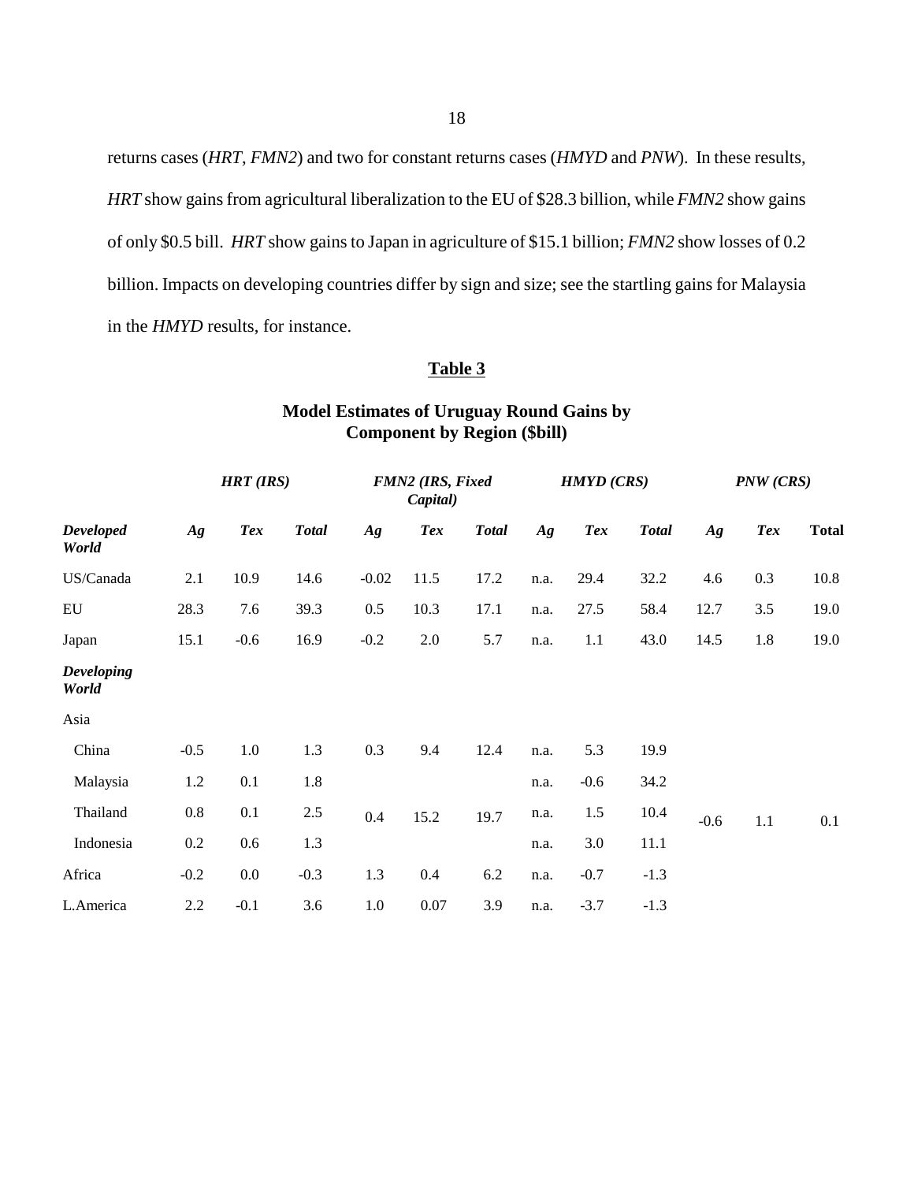returns cases (*HRT*, *FMN2*) and two for constant returns cases (*HMYD* and *PNW*). In these results, *HRT* show gains from agricultural liberalization to the EU of \$28.3 billion, while *FMN2* show gains of only \$0.5 bill. *HRT* show gains to Japan in agriculture of \$15.1 billion; *FMN2* show losses of 0.2 billion. Impacts on developing countries differ by sign and size; see the startling gains for Malaysia in the *HMYD* results, for instance.

## Table 3

### Model Estimates of Uruguay Round Gains by Component by Region (\$bill)

| | *HRT (IRS)* | | | *FMN2 (IRS, Fixed Capital)* | | | *HMYD (CRS)* | | | *PNW (CRS)* | | |
|---|---|---|---|---|---|---|---|---|---|---|---|---|
| ***Developed World*** | ***Ag*** | ***Tex*** | ***Total*** | ***Ag*** | ***Tex*** | ***Total*** | ***Ag*** | ***Tex*** | ***Total*** | ***Ag*** | ***Tex*** | **Total** |
| US/Canada | 2.1 | 10.9 | 14.6 | -0.02 | 11.5 | 17.2 | n.a. | 29.4 | 32.2 | 4.6 | 0.3 | 10.8 |
| EU | 28.3 | 7.6 | 39.3 | 0.5 | 10.3 | 17.1 | n.a. | 27.5 | 58.4 | 12.7 | 3.5 | 19.0 |
| Japan | 15.1 | -0.6 | 16.9 | -0.2 | 2.0 | 5.7 | n.a. | 1.1 | 43.0 | 14.5 | 1.8 | 19.0 |
| ***Developing World*** | | | | | | | | | | | | |
| Asia | | | | | | | | | | | | |
| China | -0.5 | 1.0 | 1.3 | 0.3 | 9.4 | 12.4 | n.a. | 5.3 | 19.9 | | | |
| Malaysia | 1.2 | 0.1 | 1.8 | | | | n.a. | -0.6 | 34.2 | | | |
| Thailand | 0.8 | 0.1 | 2.5 | 0.4 | 15.2 | 19.7 | n.a. | 1.5 | 10.4 | -0.6 | 1.1 | 0.1 |
| Indonesia | 0.2 | 0.6 | 1.3 | | | | n.a. | 3.0 | 11.1 | | | |
| Africa | -0.2 | 0.0 | -0.3 | 1.3 | 0.4 | 6.2 | n.a. | -0.7 | -1.3 | | | |
| L.America | 2.2 | -0.1 | 3.6 | 1.0 | 0.07 | 3.9 | n.a. | -3.7 | -1.3 | | | |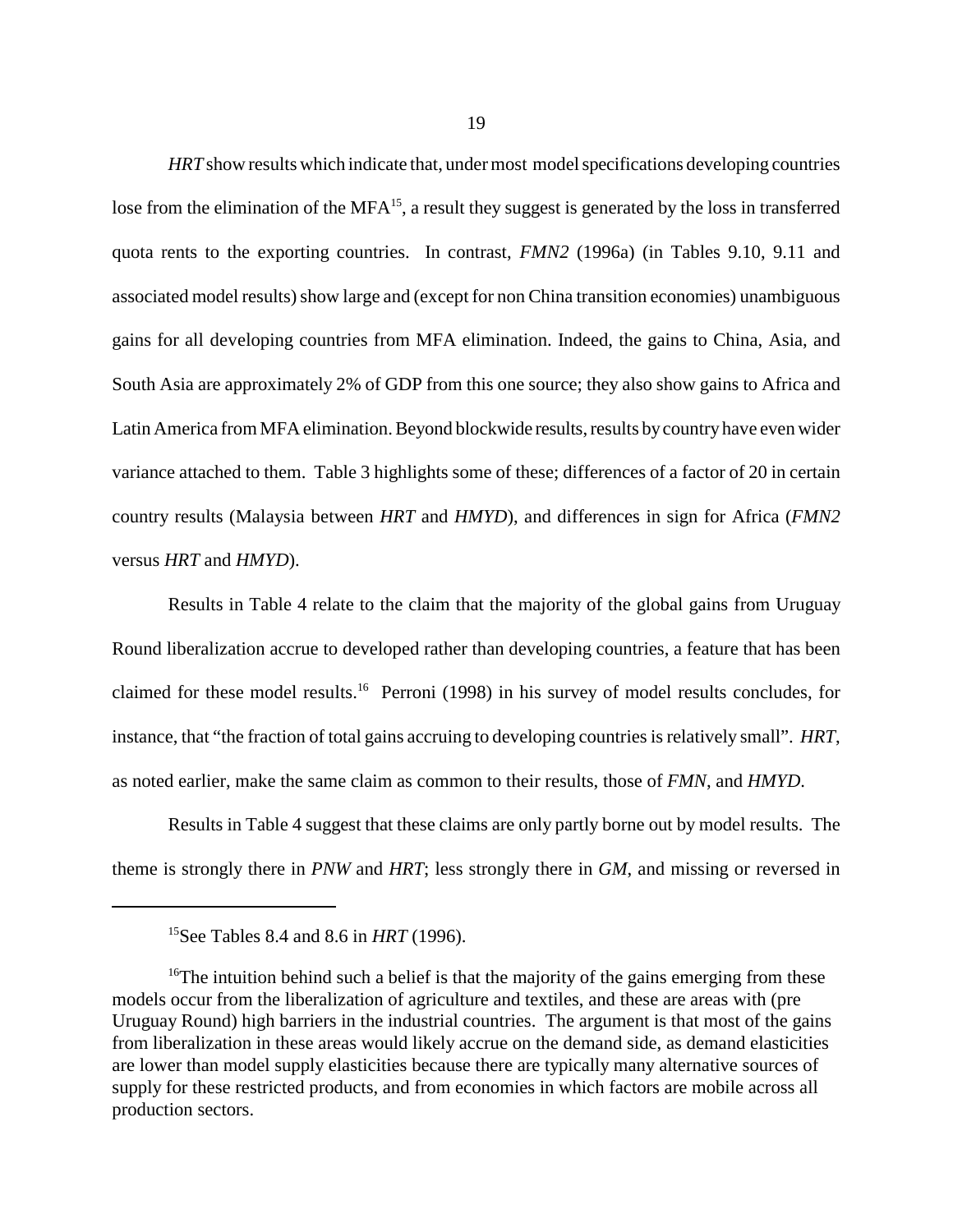*HRT* show results which indicate that, under most model specifications developing countries lose from the elimination of the MFA[15], a result they suggest is generated by the loss in transferred quota rents to the exporting countries. In contrast, *FMN2* (1996a) (in Tables 9.10, 9.11 and associated model results) show large and (except for non China transition economies) unambiguous gains for all developing countries from MFA elimination. Indeed, the gains to China, Asia, and South Asia are approximately 2% of GDP from this one source; they also show gains to Africa and Latin America from MFA elimination. Beyond blockwide results, results by country have even wider variance attached to them. Table 3 highlights some of these; differences of a factor of 20 in certain country results (Malaysia between *HRT* and *HMYD*), and differences in sign for Africa (*FMN2* versus *HRT* and *HMYD*).

Results in Table 4 relate to the claim that the majority of the global gains from Uruguay Round liberalization accrue to developed rather than developing countries, a feature that has been claimed for these model results.[16] Perroni (1998) in his survey of model results concludes, for instance, that "the fraction of total gains accruing to developing countries is relatively small". *HRT*, as noted earlier, make the same claim as common to their results, those of *FMN*, and *HMYD*.

Results in Table 4 suggest that these claims are only partly borne out by model results. The theme is strongly there in *PNW* and *HRT*; less strongly there in *GM*, and missing or reversed in

---

[15] See Tables 8.4 and 8.6 in *HRT* (1996).

[16] The intuition behind such a belief is that the majority of the gains emerging from these models occur from the liberalization of agriculture and textiles, and these are areas with (pre Uruguay Round) high barriers in the industrial countries. The argument is that most of the gains from liberalization in these areas would likely accrue on the demand side, as demand elasticities are lower than model supply elasticities because there are typically many alternative sources of supply for these restricted products, and from economies in which factors are mobile across all production sectors.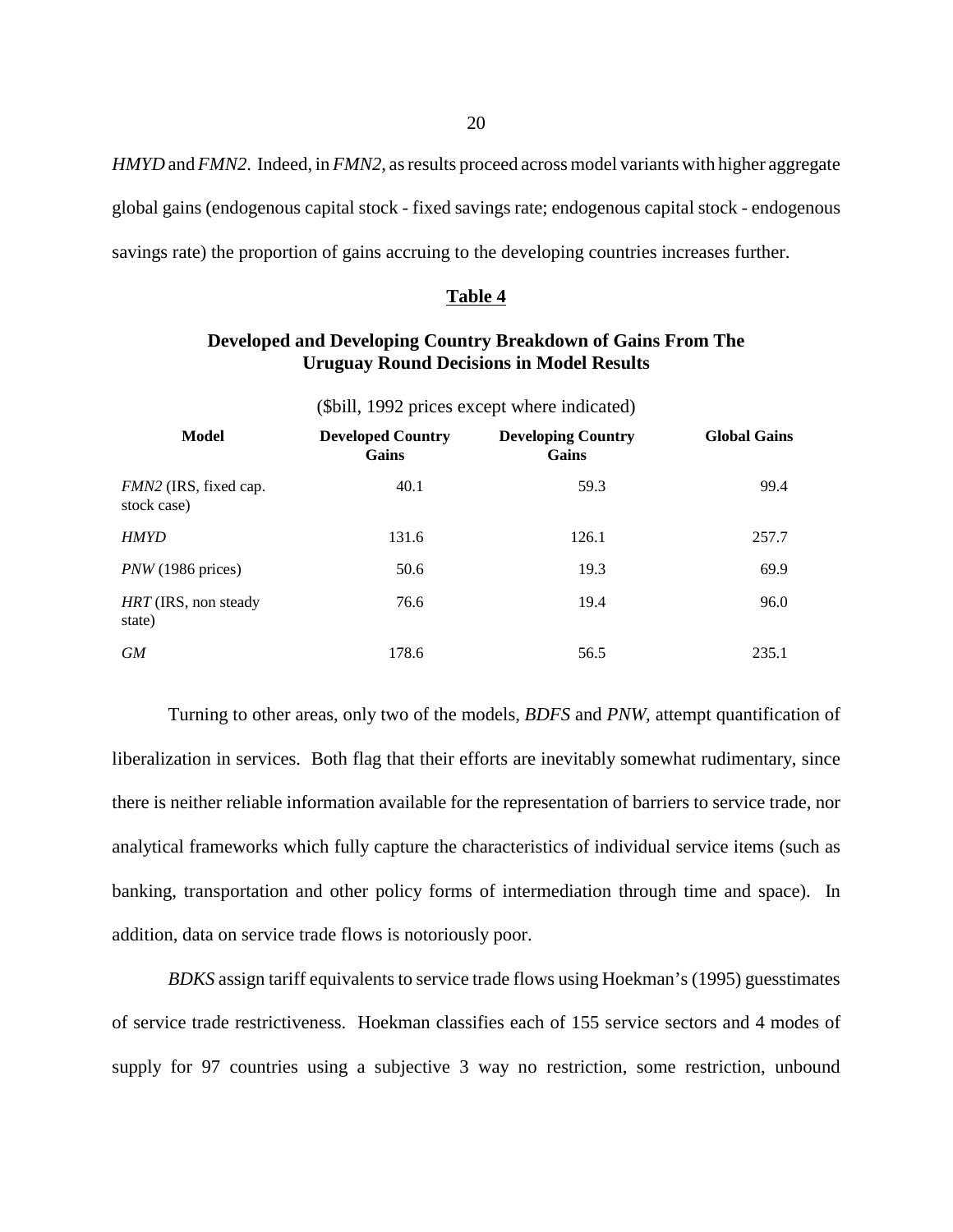*HMYD* and *FMN2*. Indeed, in *FMN2*, as results proceed across model variants with higher aggregate global gains (endogenous capital stock - fixed savings rate; endogenous capital stock - endogenous savings rate) the proportion of gains accruing to the developing countries increases further.

**Table 4**

**Developed and Developing Country Breakdown of Gains From The Uruguay Round Decisions in Model Results**

($bill, 1992 prices except where indicated)

| Model | Developed Country Gains | Developing Country Gains | Global Gains |
|---|---|---|---|
| *FMN2* (IRS, fixed cap. stock case) | 40.1 | 59.3 | 99.4 |
| *HMYD* | 131.6 | 126.1 | 257.7 |
| *PNW* (1986 prices) | 50.6 | 19.3 | 69.9 |
| *HRT* (IRS, non steady state) | 76.6 | 19.4 | 96.0 |
| *GM* | 178.6 | 56.5 | 235.1 |

Turning to other areas, only two of the models, *BDFS* and *PNW*, attempt quantification of liberalization in services. Both flag that their efforts are inevitably somewhat rudimentary, since there is neither reliable information available for the representation of barriers to service trade, nor analytical frameworks which fully capture the characteristics of individual service items (such as banking, transportation and other policy forms of intermediation through time and space). In addition, data on service trade flows is notoriously poor.

*BDKS* assign tariff equivalents to service trade flows using Hoekman's (1995) guesstimates of service trade restrictiveness. Hoekman classifies each of 155 service sectors and 4 modes of supply for 97 countries using a subjective 3 way no restriction, some restriction, unbound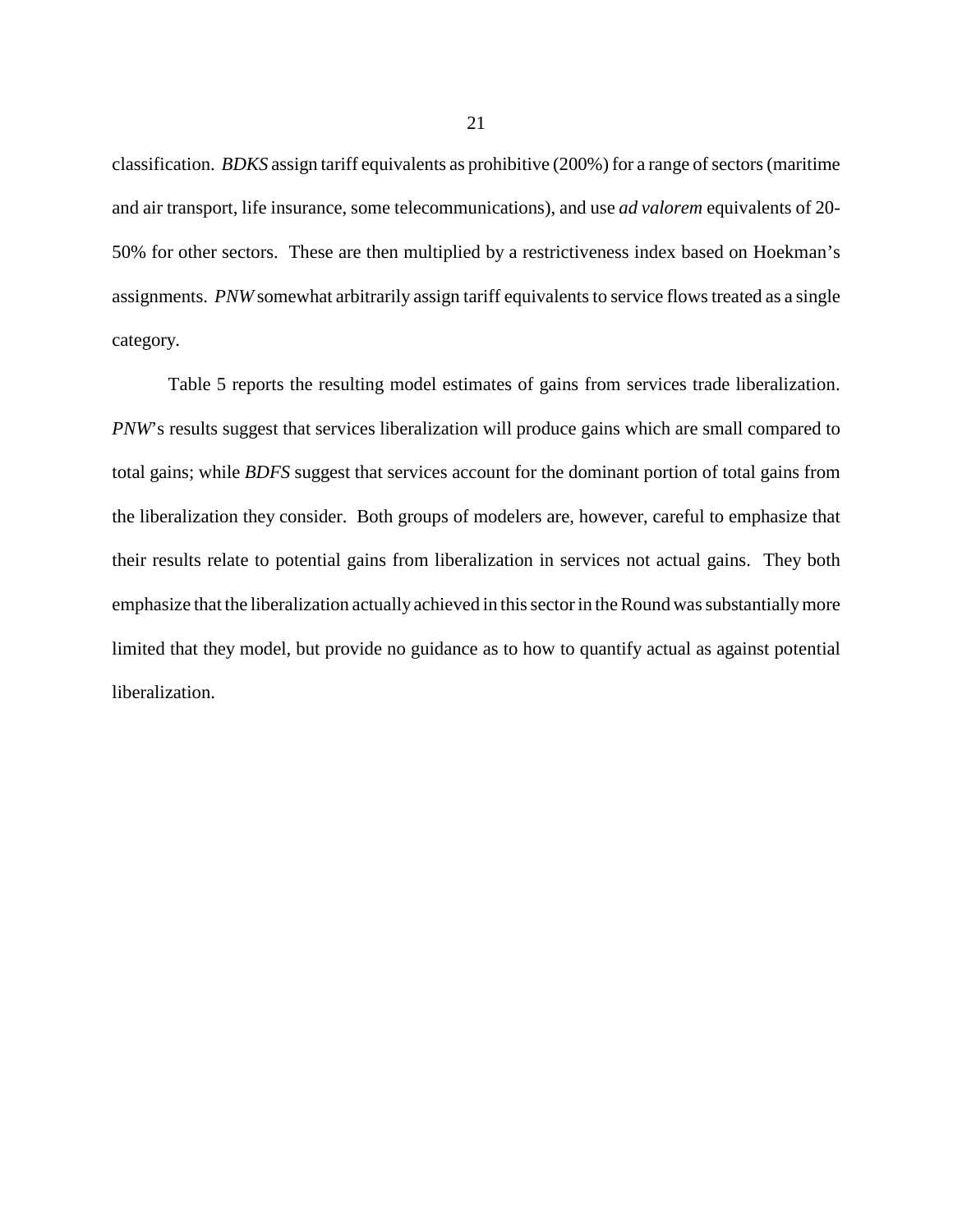classification. *BDKS* assign tariff equivalents as prohibitive (200%) for a range of sectors (maritime and air transport, life insurance, some telecommunications), and use *ad valorem* equivalents of 20-50% for other sectors. These are then multiplied by a restrictiveness index based on Hoekman's assignments. *PNW* somewhat arbitrarily assign tariff equivalents to service flows treated as a single category.

Table 5 reports the resulting model estimates of gains from services trade liberalization. *PNW*'s results suggest that services liberalization will produce gains which are small compared to total gains; while *BDFS* suggest that services account for the dominant portion of total gains from the liberalization they consider. Both groups of modelers are, however, careful to emphasize that their results relate to potential gains from liberalization in services not actual gains. They both emphasize that the liberalization actually achieved in this sector in the Round was substantially more limited that they model, but provide no guidance as to how to quantify actual as against potential liberalization.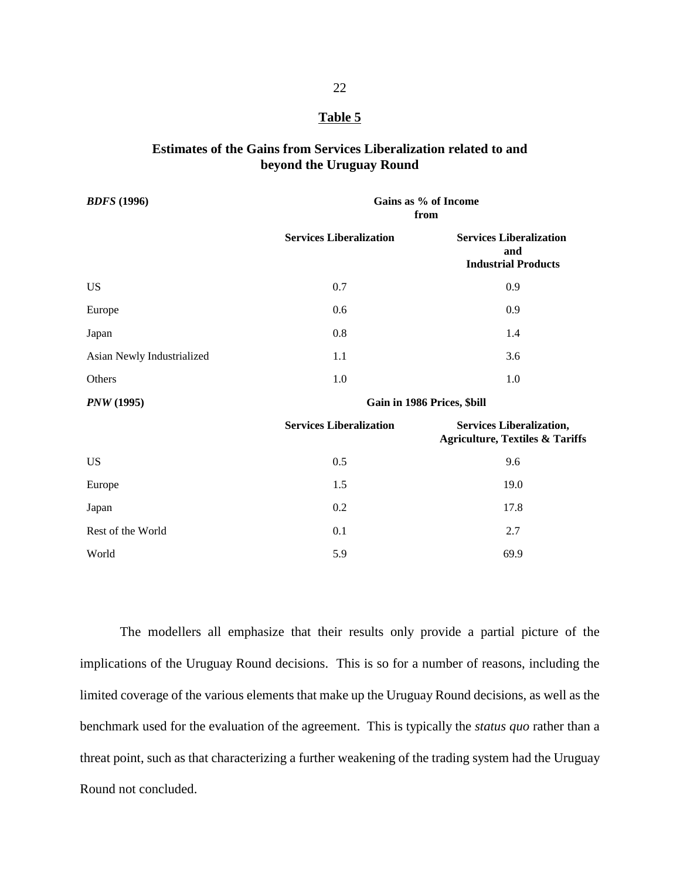## Table 5

### Estimates of the Gains from Services Liberalization related to and beyond the Uruguay Round

| ***BDFS* (1996)** | **Gains as % of Income from** | |
|---|---|---|
| | **Services Liberalization** | **Services Liberalization and Industrial Products** |
| US | 0.7 | 0.9 |
| Europe | 0.6 | 0.9 |
| Japan | 0.8 | 1.4 |
| Asian Newly Industrialized | 1.1 | 3.6 |
| Others | 1.0 | 1.0 |
| ***PNW* (1995)** | **Gain in 1986 Prices, $bill** | |
| | **Services Liberalization** | **Services Liberalization, Agriculture, Textiles & Tariffs** |
| US | 0.5 | 9.6 |
| Europe | 1.5 | 19.0 |
| Japan | 0.2 | 17.8 |
| Rest of the World | 0.1 | 2.7 |
| World | 5.9 | 69.9 |

The modellers all emphasize that their results only provide a partial picture of the implications of the Uruguay Round decisions. This is so for a number of reasons, including the limited coverage of the various elements that make up the Uruguay Round decisions, as well as the benchmark used for the evaluation of the agreement. This is typically the *status quo* rather than a threat point, such as that characterizing a further weakening of the trading system had the Uruguay Round not concluded.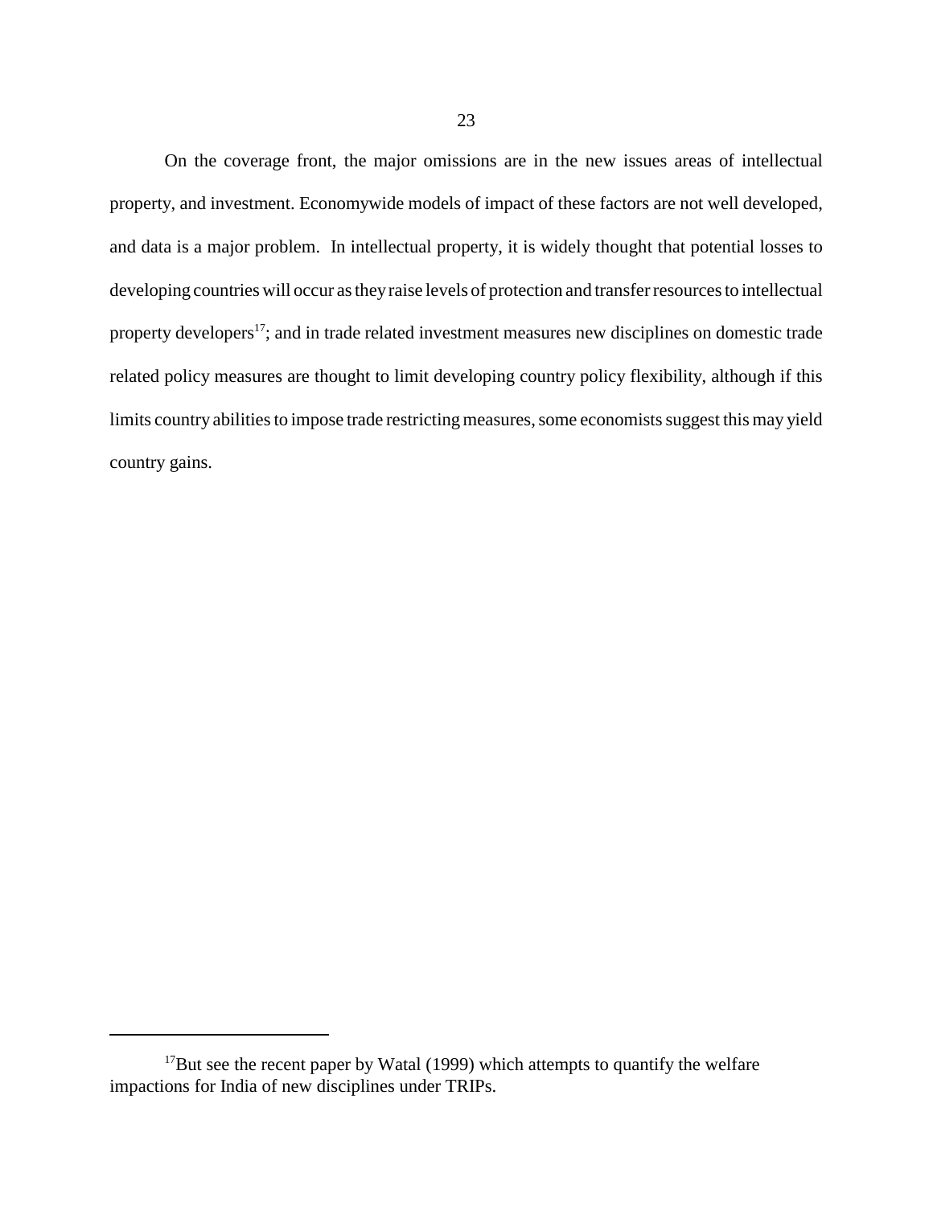On the coverage front, the major omissions are in the new issues areas of intellectual property, and investment. Economywide models of impact of these factors are not well developed, and data is a major problem.  In intellectual property, it is widely thought that potential losses to developing countries will occur as they raise levels of protection and transfer resources to intellectual property developers[17]; and in trade related investment measures new disciplines on domestic trade related policy measures are thought to limit developing country policy flexibility, although if this limits country abilities to impose trade restricting measures, some economists suggest this may yield country gains.

---

[17]But see the recent paper by Watal (1999) which attempts to quantify the welfare impactions for India of new disciplines under TRIPs.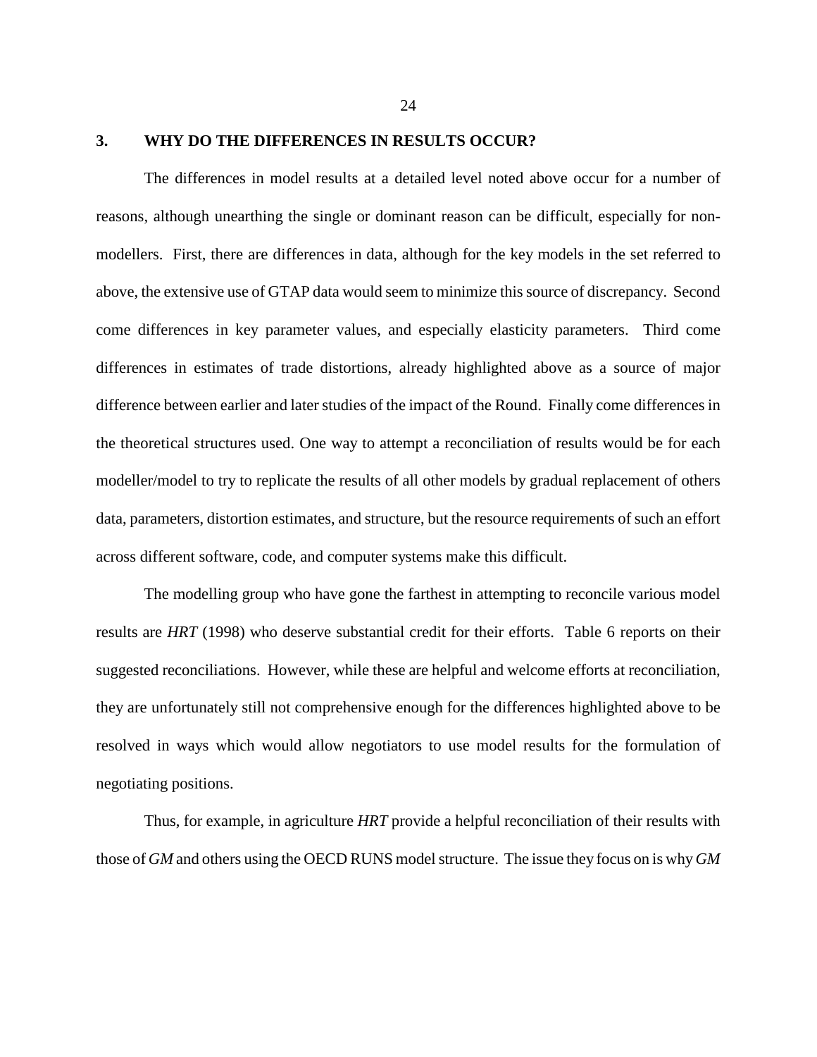## 3. WHY DO THE DIFFERENCES IN RESULTS OCCUR?

The differences in model results at a detailed level noted above occur for a number of reasons, although unearthing the single or dominant reason can be difficult, especially for non-modellers. First, there are differences in data, although for the key models in the set referred to above, the extensive use of GTAP data would seem to minimize this source of discrepancy. Second come differences in key parameter values, and especially elasticity parameters. Third come differences in estimates of trade distortions, already highlighted above as a source of major difference between earlier and later studies of the impact of the Round. Finally come differences in the theoretical structures used. One way to attempt a reconciliation of results would be for each modeller/model to try to replicate the results of all other models by gradual replacement of others data, parameters, distortion estimates, and structure, but the resource requirements of such an effort across different software, code, and computer systems make this difficult.

The modelling group who have gone the farthest in attempting to reconcile various model results are *HRT* (1998) who deserve substantial credit for their efforts. Table 6 reports on their suggested reconciliations. However, while these are helpful and welcome efforts at reconciliation, they are unfortunately still not comprehensive enough for the differences highlighted above to be resolved in ways which would allow negotiators to use model results for the formulation of negotiating positions.

Thus, for example, in agriculture *HRT* provide a helpful reconciliation of their results with those of *GM* and others using the OECD RUNS model structure. The issue they focus on is why *GM*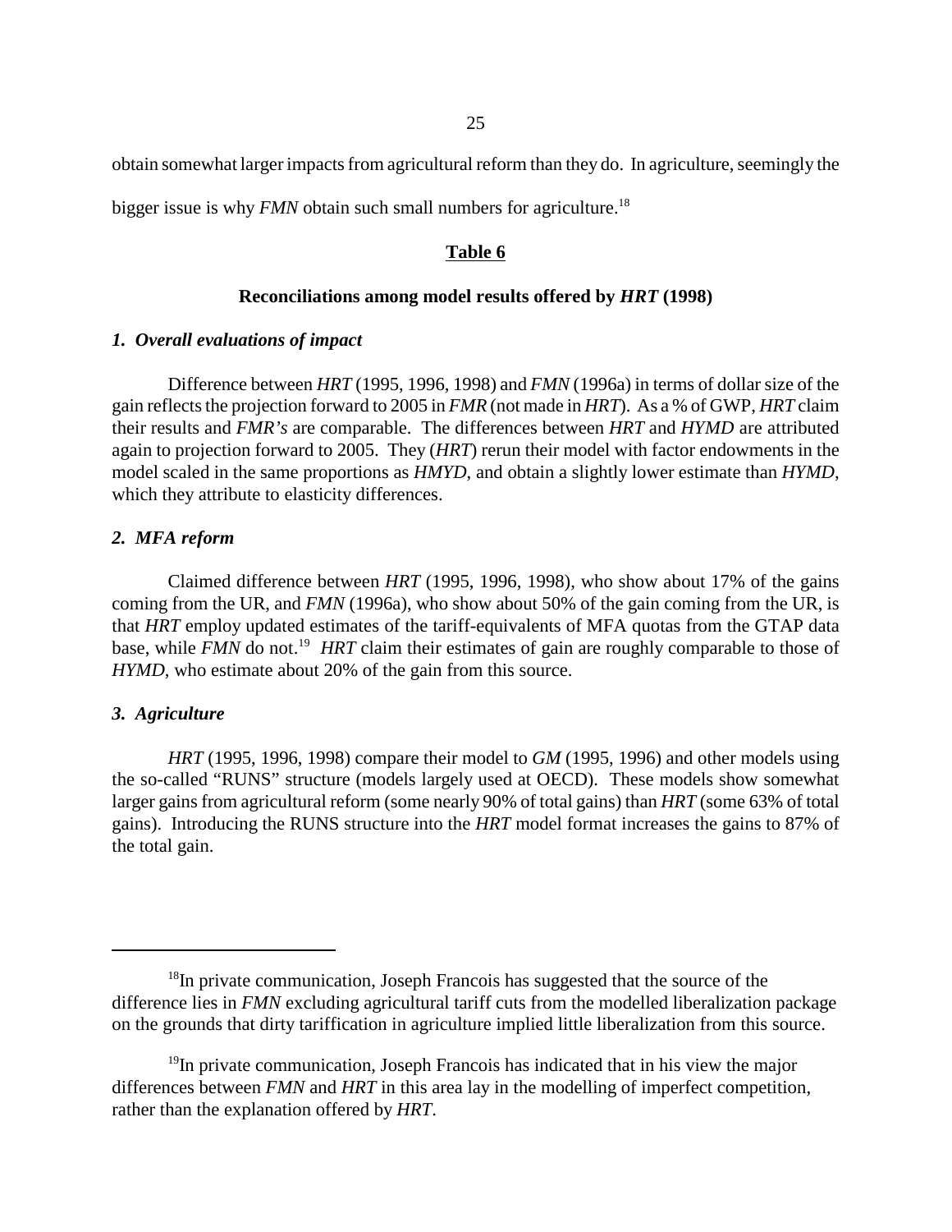obtain somewhat larger impacts from agricultural reform than they do. In agriculture, seemingly the bigger issue is why *FMN* obtain such small numbers for agriculture.[18]

**Table 6**

**Reconciliations among model results offered by *HRT* (1998)**

### *1. Overall evaluations of impact*

Difference between *HRT* (1995, 1996, 1998) and *FMN* (1996a) in terms of dollar size of the gain reflects the projection forward to 2005 in *FMR* (not made in *HRT*). As a % of GWP, *HRT* claim their results and *FMR's* are comparable. The differences between *HRT* and *HYMD* are attributed again to projection forward to 2005. They (*HRT*) rerun their model with factor endowments in the model scaled in the same proportions as *HMYD*, and obtain a slightly lower estimate than *HYMD*, which they attribute to elasticity differences.

### *2. MFA reform*

Claimed difference between *HRT* (1995, 1996, 1998), who show about 17% of the gains coming from the UR, and *FMN* (1996a), who show about 50% of the gain coming from the UR, is that *HRT* employ updated estimates of the tariff-equivalents of MFA quotas from the GTAP data base, while *FMN* do not.[19] *HRT* claim their estimates of gain are roughly comparable to those of *HYMD*, who estimate about 20% of the gain from this source.

### *3. Agriculture*

*HRT* (1995, 1996, 1998) compare their model to *GM* (1995, 1996) and other models using the so-called "RUNS" structure (models largely used at OECD). These models show somewhat larger gains from agricultural reform (some nearly 90% of total gains) than *HRT* (some 63% of total gains). Introducing the RUNS structure into the *HRT* model format increases the gains to 87% of the total gain.

---

[18]In private communication, Joseph Francois has suggested that the source of the difference lies in *FMN* excluding agricultural tariff cuts from the modelled liberalization package on the grounds that dirty tariffication in agriculture implied little liberalization from this source.

[19]In private communication, Joseph Francois has indicated that in his view the major differences between *FMN* and *HRT* in this area lay in the modelling of imperfect competition, rather than the explanation offered by *HRT*.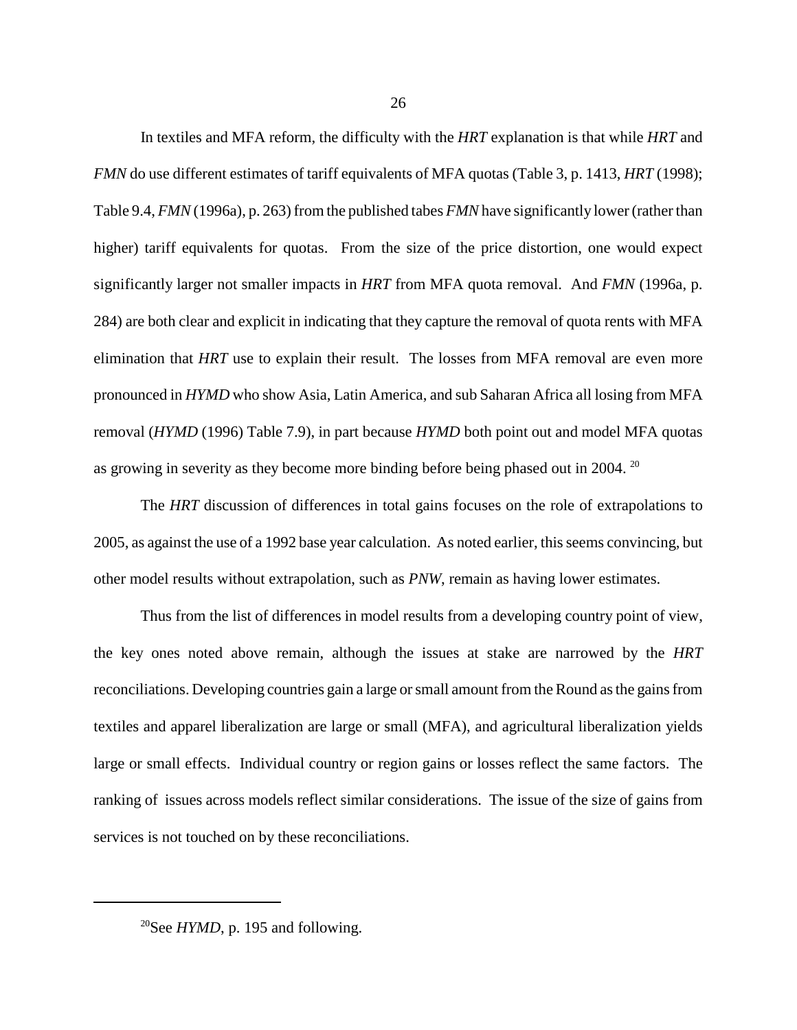In textiles and MFA reform, the difficulty with the *HRT* explanation is that while *HRT* and *FMN* do use different estimates of tariff equivalents of MFA quotas (Table 3, p. 1413, *HRT* (1998); Table 9.4, *FMN* (1996a), p. 263) from the published tabes *FMN* have significantly lower (rather than higher) tariff equivalents for quotas. From the size of the price distortion, one would expect significantly larger not smaller impacts in *HRT* from MFA quota removal. And *FMN* (1996a, p. 284) are both clear and explicit in indicating that they capture the removal of quota rents with MFA elimination that *HRT* use to explain their result. The losses from MFA removal are even more pronounced in *HYMD* who show Asia, Latin America, and sub Saharan Africa all losing from MFA removal (*HYMD* (1996) Table 7.9), in part because *HYMD* both point out and model MFA quotas as growing in severity as they become more binding before being phased out in 2004. [20]

The *HRT* discussion of differences in total gains focuses on the role of extrapolations to 2005, as against the use of a 1992 base year calculation. As noted earlier, this seems convincing, but other model results without extrapolation, such as *PNW*, remain as having lower estimates.

Thus from the list of differences in model results from a developing country point of view, the key ones noted above remain, although the issues at stake are narrowed by the *HRT* reconciliations. Developing countries gain a large or small amount from the Round as the gains from textiles and apparel liberalization are large or small (MFA), and agricultural liberalization yields large or small effects. Individual country or region gains or losses reflect the same factors. The ranking of issues across models reflect similar considerations. The issue of the size of gains from services is not touched on by these reconciliations.

---

[20] See *HYMD*, p. 195 and following.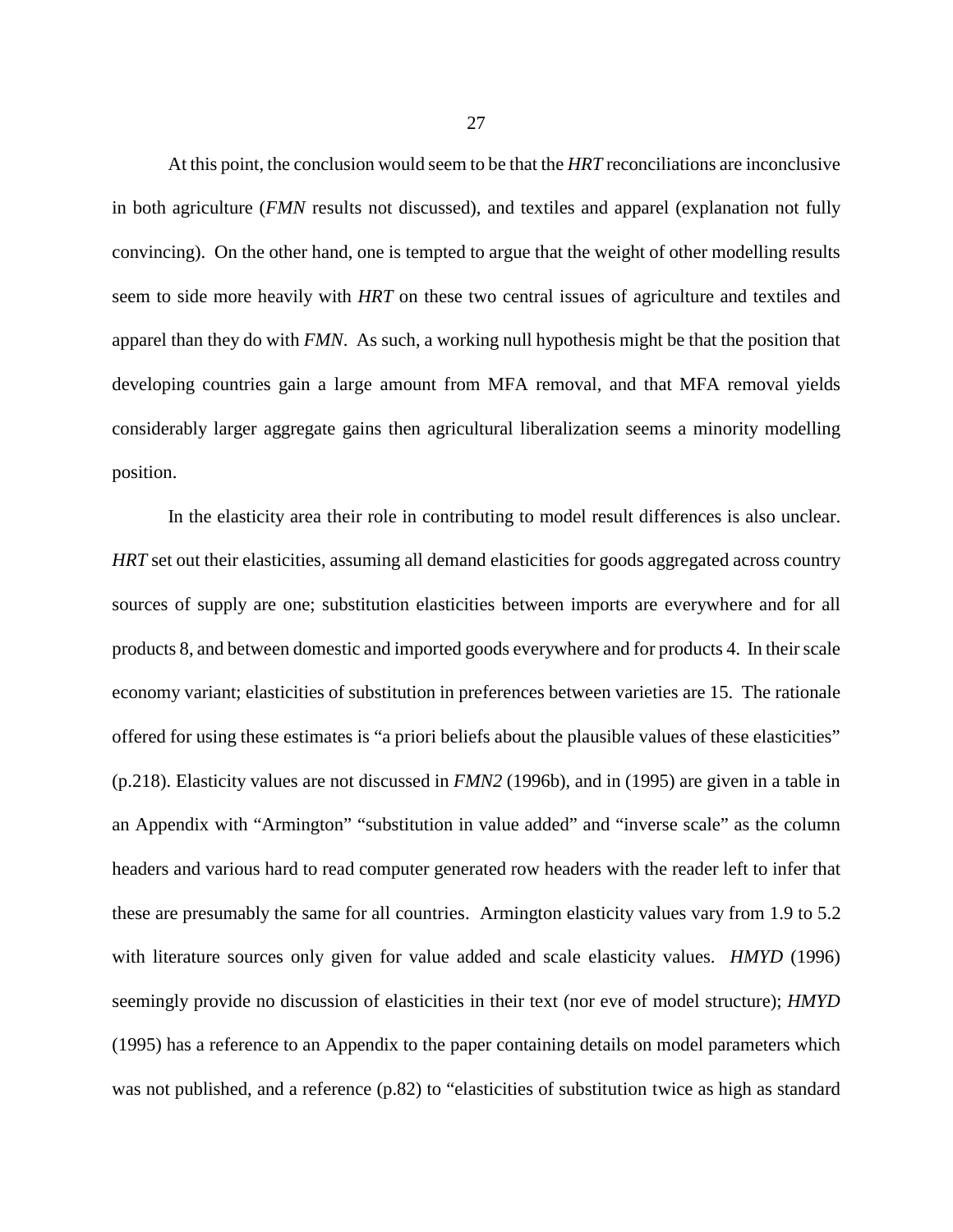At this point, the conclusion would seem to be that the *HRT* reconciliations are inconclusive in both agriculture (*FMN* results not discussed), and textiles and apparel (explanation not fully convincing). On the other hand, one is tempted to argue that the weight of other modelling results seem to side more heavily with *HRT* on these two central issues of agriculture and textiles and apparel than they do with *FMN*. As such, a working null hypothesis might be that the position that developing countries gain a large amount from MFA removal, and that MFA removal yields considerably larger aggregate gains then agricultural liberalization seems a minority modelling position.

In the elasticity area their role in contributing to model result differences is also unclear. *HRT* set out their elasticities, assuming all demand elasticities for goods aggregated across country sources of supply are one; substitution elasticities between imports are everywhere and for all products 8, and between domestic and imported goods everywhere and for products 4. In their scale economy variant; elasticities of substitution in preferences between varieties are 15. The rationale offered for using these estimates is "a priori beliefs about the plausible values of these elasticities" (p.218). Elasticity values are not discussed in *FMN2* (1996b), and in (1995) are given in a table in an Appendix with "Armington" "substitution in value added" and "inverse scale" as the column headers and various hard to read computer generated row headers with the reader left to infer that these are presumably the same for all countries. Armington elasticity values vary from 1.9 to 5.2 with literature sources only given for value added and scale elasticity values. *HMYD* (1996) seemingly provide no discussion of elasticities in their text (nor eve of model structure); *HMYD* (1995) has a reference to an Appendix to the paper containing details on model parameters which was not published, and a reference (p.82) to "elasticities of substitution twice as high as standard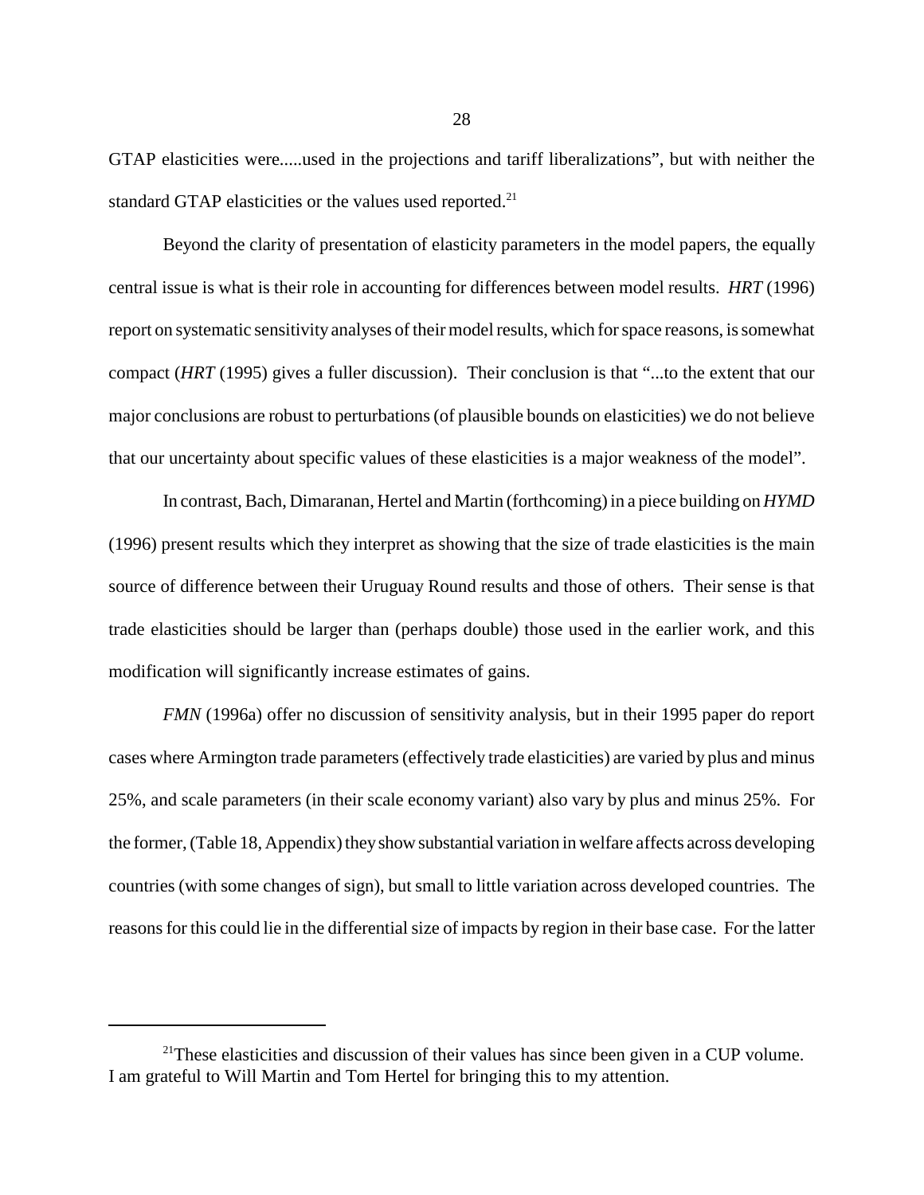GTAP elasticities were.....used in the projections and tariff liberalizations", but with neither the standard GTAP elasticities or the values used reported.[21]

Beyond the clarity of presentation of elasticity parameters in the model papers, the equally central issue is what is their role in accounting for differences between model results. *HRT* (1996) report on systematic sensitivity analyses of their model results, which for space reasons, is somewhat compact (*HRT* (1995) gives a fuller discussion). Their conclusion is that "...to the extent that our major conclusions are robust to perturbations (of plausible bounds on elasticities) we do not believe that our uncertainty about specific values of these elasticities is a major weakness of the model".

In contrast, Bach, Dimaranan, Hertel and Martin (forthcoming) in a piece building on *HYMD* (1996) present results which they interpret as showing that the size of trade elasticities is the main source of difference between their Uruguay Round results and those of others. Their sense is that trade elasticities should be larger than (perhaps double) those used in the earlier work, and this modification will significantly increase estimates of gains.

*FMN* (1996a) offer no discussion of sensitivity analysis, but in their 1995 paper do report cases where Armington trade parameters (effectively trade elasticities) are varied by plus and minus 25%, and scale parameters (in their scale economy variant) also vary by plus and minus 25%. For the former, (Table 18, Appendix) they show substantial variation in welfare affects across developing countries (with some changes of sign), but small to little variation across developed countries. The reasons for this could lie in the differential size of impacts by region in their base case. For the latter

[21] These elasticities and discussion of their values has since been given in a CUP volume. I am grateful to Will Martin and Tom Hertel for bringing this to my attention.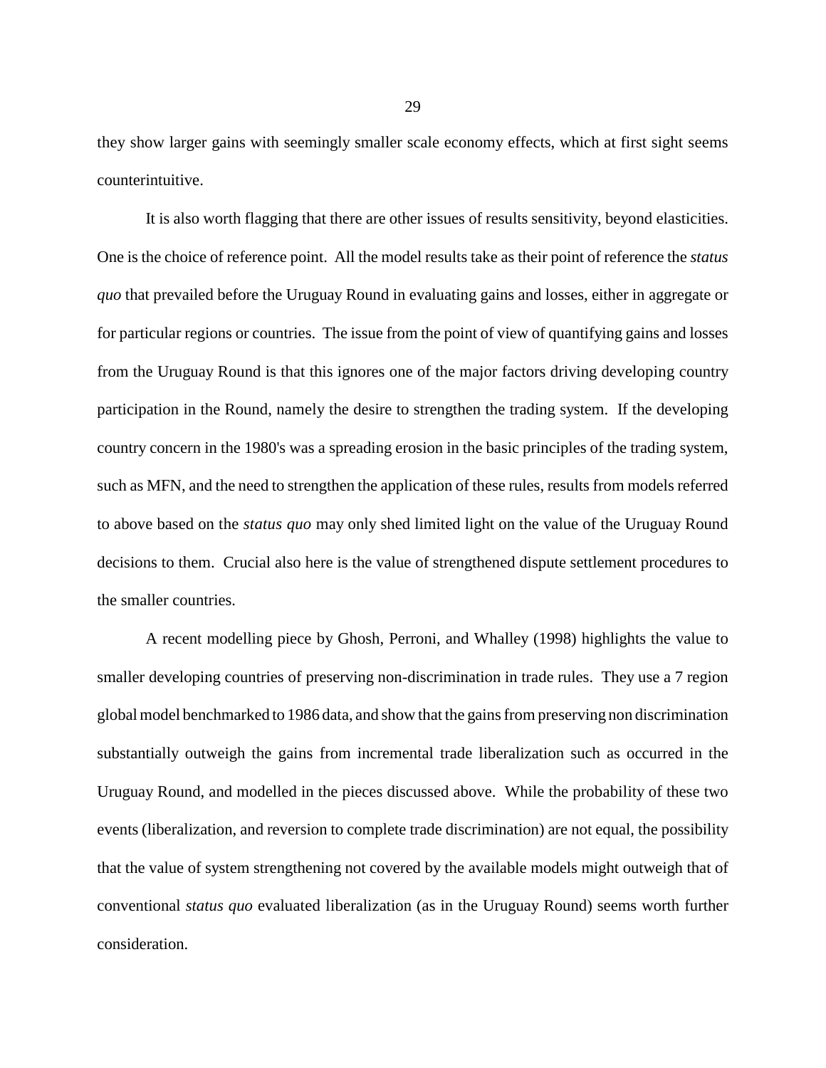they show larger gains with seemingly smaller scale economy effects, which at first sight seems counterintuitive.

It is also worth flagging that there are other issues of results sensitivity, beyond elasticities. One is the choice of reference point. All the model results take as their point of reference the *status quo* that prevailed before the Uruguay Round in evaluating gains and losses, either in aggregate or for particular regions or countries. The issue from the point of view of quantifying gains and losses from the Uruguay Round is that this ignores one of the major factors driving developing country participation in the Round, namely the desire to strengthen the trading system. If the developing country concern in the 1980's was a spreading erosion in the basic principles of the trading system, such as MFN, and the need to strengthen the application of these rules, results from models referred to above based on the *status quo* may only shed limited light on the value of the Uruguay Round decisions to them. Crucial also here is the value of strengthened dispute settlement procedures to the smaller countries.

A recent modelling piece by Ghosh, Perroni, and Whalley (1998) highlights the value to smaller developing countries of preserving non-discrimination in trade rules. They use a 7 region global model benchmarked to 1986 data, and show that the gains from preserving non discrimination substantially outweigh the gains from incremental trade liberalization such as occurred in the Uruguay Round, and modelled in the pieces discussed above. While the probability of these two events (liberalization, and reversion to complete trade discrimination) are not equal, the possibility that the value of system strengthening not covered by the available models might outweigh that of conventional *status quo* evaluated liberalization (as in the Uruguay Round) seems worth further consideration.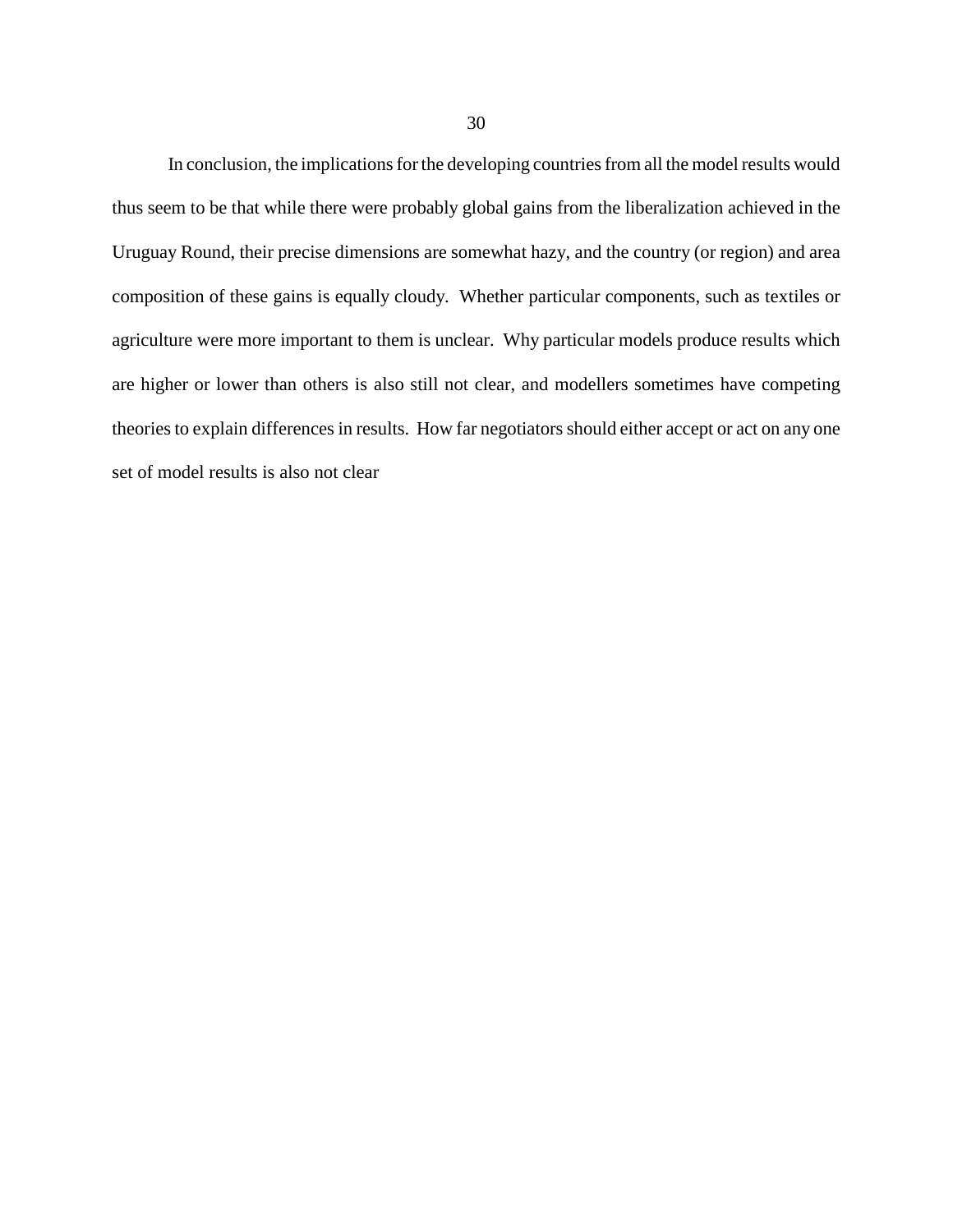In conclusion, the implications for the developing countries from all the model results would thus seem to be that while there were probably global gains from the liberalization achieved in the Uruguay Round, their precise dimensions are somewhat hazy, and the country (or region) and area composition of these gains is equally cloudy. Whether particular components, such as textiles or agriculture were more important to them is unclear. Why particular models produce results which are higher or lower than others is also still not clear, and modellers sometimes have competing theories to explain differences in results. How far negotiators should either accept or act on any one set of model results is also not clear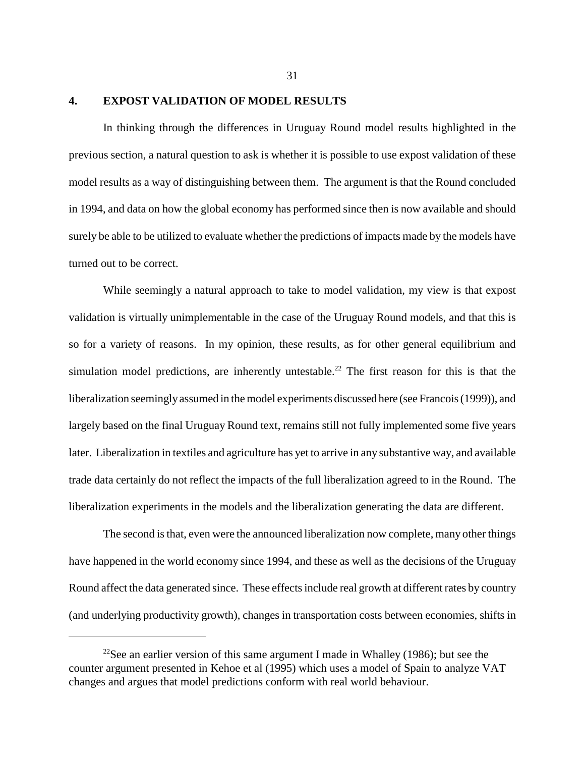## 4. EXPOST VALIDATION OF MODEL RESULTS

In thinking through the differences in Uruguay Round model results highlighted in the previous section, a natural question to ask is whether it is possible to use expost validation of these model results as a way of distinguishing between them. The argument is that the Round concluded in 1994, and data on how the global economy has performed since then is now available and should surely be able to be utilized to evaluate whether the predictions of impacts made by the models have turned out to be correct.

While seemingly a natural approach to take to model validation, my view is that expost validation is virtually unimplementable in the case of the Uruguay Round models, and that this is so for a variety of reasons. In my opinion, these results, as for other general equilibrium and simulation model predictions, are inherently untestable.[22] The first reason for this is that the liberalization seemingly assumed in the model experiments discussed here (see Francois (1999)), and largely based on the final Uruguay Round text, remains still not fully implemented some five years later. Liberalization in textiles and agriculture has yet to arrive in any substantive way, and available trade data certainly do not reflect the impacts of the full liberalization agreed to in the Round. The liberalization experiments in the models and the liberalization generating the data are different.

The second is that, even were the announced liberalization now complete, many other things have happened in the world economy since 1994, and these as well as the decisions of the Uruguay Round affect the data generated since. These effects include real growth at different rates by country (and underlying productivity growth), changes in transportation costs between economies, shifts in

---

[22] See an earlier version of this same argument I made in Whalley (1986); but see the counter argument presented in Kehoe et al (1995) which uses a model of Spain to analyze VAT changes and argues that model predictions conform with real world behaviour.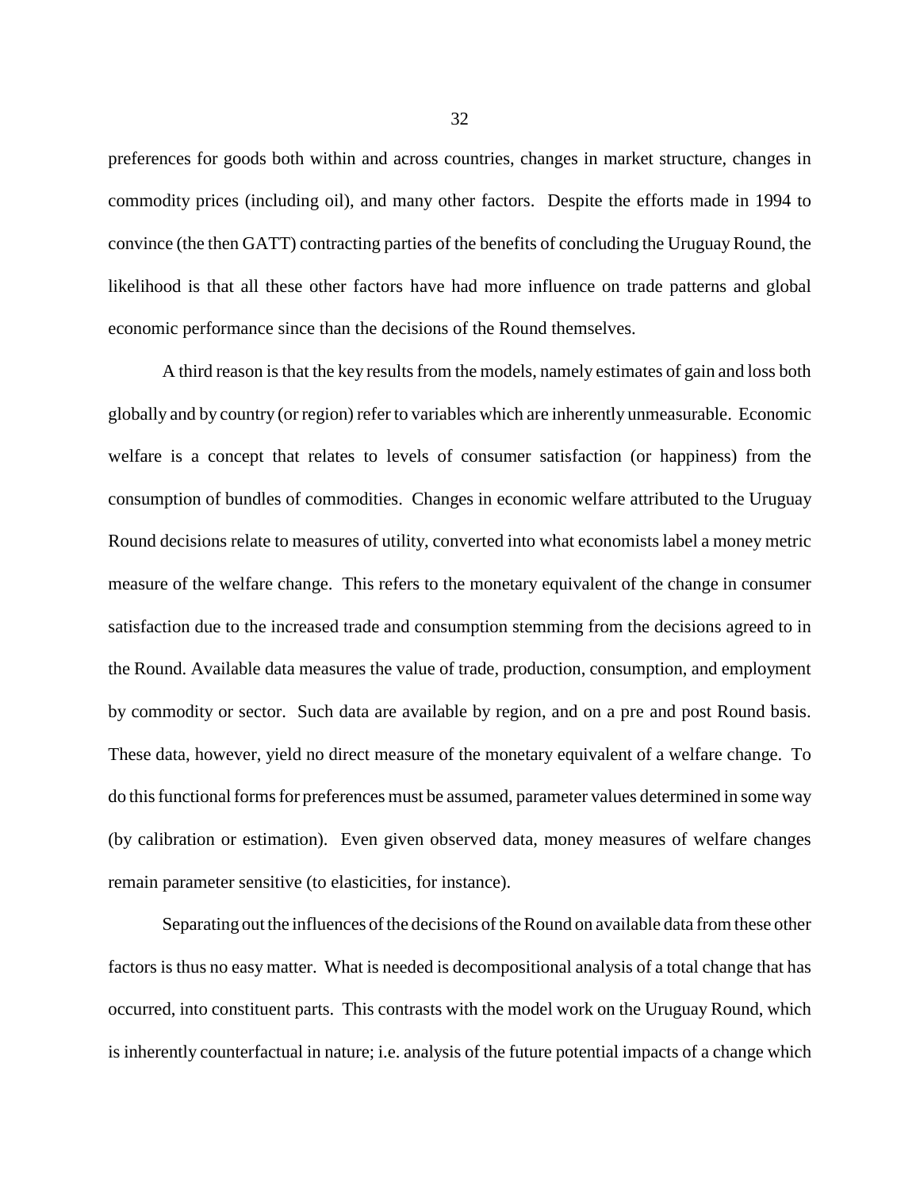preferences for goods both within and across countries, changes in market structure, changes in commodity prices (including oil), and many other factors. Despite the efforts made in 1994 to convince (the then GATT) contracting parties of the benefits of concluding the Uruguay Round, the likelihood is that all these other factors have had more influence on trade patterns and global economic performance since than the decisions of the Round themselves.

A third reason is that the key results from the models, namely estimates of gain and loss both globally and by country (or region) refer to variables which are inherently unmeasurable. Economic welfare is a concept that relates to levels of consumer satisfaction (or happiness) from the consumption of bundles of commodities. Changes in economic welfare attributed to the Uruguay Round decisions relate to measures of utility, converted into what economists label a money metric measure of the welfare change. This refers to the monetary equivalent of the change in consumer satisfaction due to the increased trade and consumption stemming from the decisions agreed to in the Round. Available data measures the value of trade, production, consumption, and employment by commodity or sector. Such data are available by region, and on a pre and post Round basis. These data, however, yield no direct measure of the monetary equivalent of a welfare change. To do this functional forms for preferences must be assumed, parameter values determined in some way (by calibration or estimation). Even given observed data, money measures of welfare changes remain parameter sensitive (to elasticities, for instance).

Separating out the influences of the decisions of the Round on available data from these other factors is thus no easy matter. What is needed is decompositional analysis of a total change that has occurred, into constituent parts. This contrasts with the model work on the Uruguay Round, which is inherently counterfactual in nature; i.e. analysis of the future potential impacts of a change which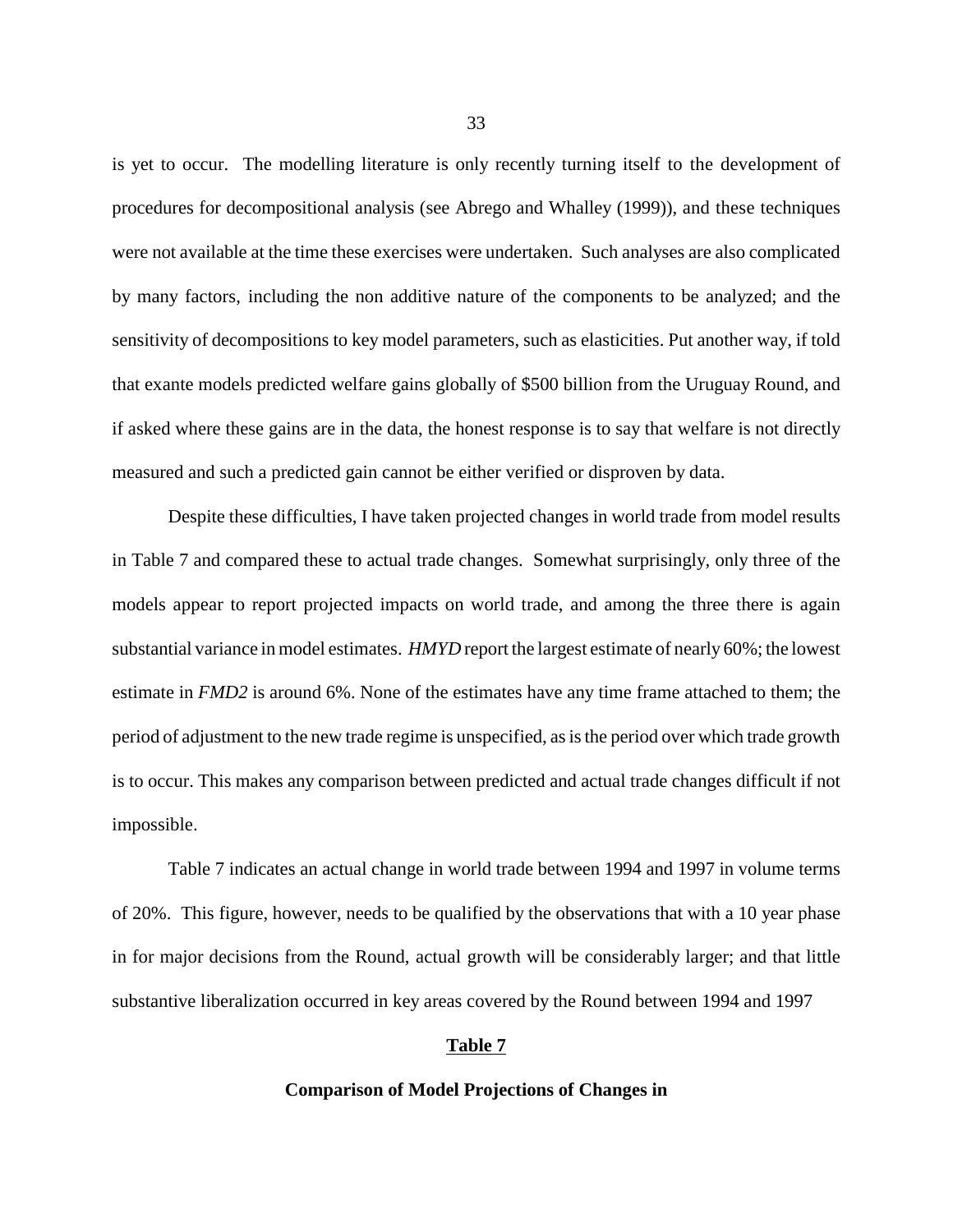is yet to occur. The modelling literature is only recently turning itself to the development of procedures for decompositional analysis (see Abrego and Whalley (1999)), and these techniques were not available at the time these exercises were undertaken. Such analyses are also complicated by many factors, including the non additive nature of the components to be analyzed; and the sensitivity of decompositions to key model parameters, such as elasticities. Put another way, if told that exante models predicted welfare gains globally of $500 billion from the Uruguay Round, and if asked where these gains are in the data, the honest response is to say that welfare is not directly measured and such a predicted gain cannot be either verified or disproven by data.

Despite these difficulties, I have taken projected changes in world trade from model results in Table 7 and compared these to actual trade changes. Somewhat surprisingly, only three of the models appear to report projected impacts on world trade, and among the three there is again substantial variance in model estimates. *HMYD* report the largest estimate of nearly 60%; the lowest estimate in *FMD2* is around 6%. None of the estimates have any time frame attached to them; the period of adjustment to the new trade regime is unspecified, as is the period over which trade growth is to occur. This makes any comparison between predicted and actual trade changes difficult if not impossible.

Table 7 indicates an actual change in world trade between 1994 and 1997 in volume terms of 20%. This figure, however, needs to be qualified by the observations that with a 10 year phase in for major decisions from the Round, actual growth will be considerably larger; and that little substantive liberalization occurred in key areas covered by the Round between 1994 and 1997

**Table 7**

**Comparison of Model Projections of Changes in**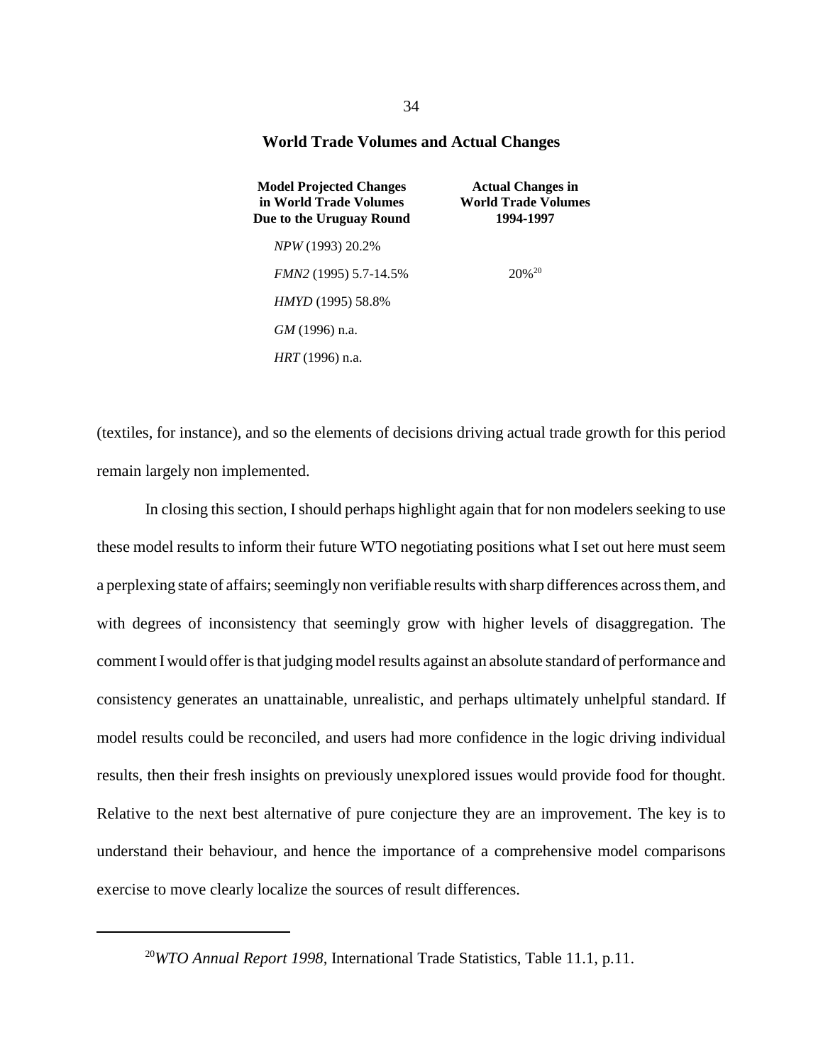**World Trade Volumes and Actual Changes**

| Model Projected Changes in World Trade Volumes Due to the Uruguay Round | Actual Changes in World Trade Volumes 1994-1997 |
|---|---|
| *NPW* (1993) 20.2% | |
| *FMN2* (1995) 5.7-14.5% | 20%[20] |
| *HMYD* (1995) 58.8% | |
| *GM* (1996) n.a. | |
| *HRT* (1996) n.a. | |

(textiles, for instance), and so the elements of decisions driving actual trade growth for this period remain largely non implemented.

In closing this section, I should perhaps highlight again that for non modelers seeking to use these model results to inform their future WTO negotiating positions what I set out here must seem a perplexing state of affairs; seemingly non verifiable results with sharp differences across them, and with degrees of inconsistency that seemingly grow with higher levels of disaggregation. The comment I would offer is that judging model results against an absolute standard of performance and consistency generates an unattainable, unrealistic, and perhaps ultimately unhelpful standard. If model results could be reconciled, and users had more confidence in the logic driving individual results, then their fresh insights on previously unexplored issues would provide food for thought. Relative to the next best alternative of pure conjecture they are an improvement. The key is to understand their behaviour, and hence the importance of a comprehensive model comparisons exercise to move clearly localize the sources of result differences.

---

[20]*WTO Annual Report 1998*, International Trade Statistics, Table 11.1, p.11.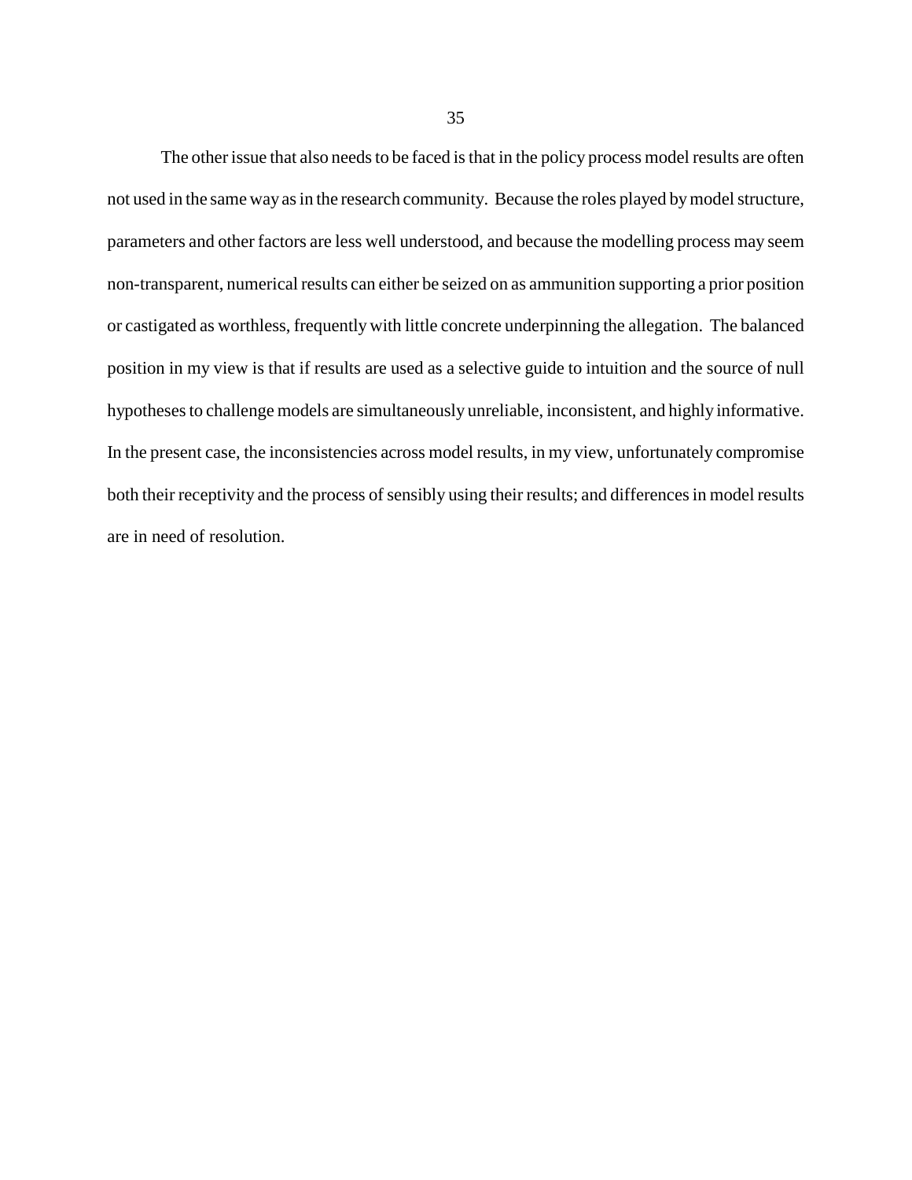The other issue that also needs to be faced is that in the policy process model results are often not used in the same way as in the research community. Because the roles played by model structure, parameters and other factors are less well understood, and because the modelling process may seem non-transparent, numerical results can either be seized on as ammunition supporting a prior position or castigated as worthless, frequently with little concrete underpinning the allegation. The balanced position in my view is that if results are used as a selective guide to intuition and the source of null hypotheses to challenge models are simultaneously unreliable, inconsistent, and highly informative. In the present case, the inconsistencies across model results, in my view, unfortunately compromise both their receptivity and the process of sensibly using their results; and differences in model results are in need of resolution.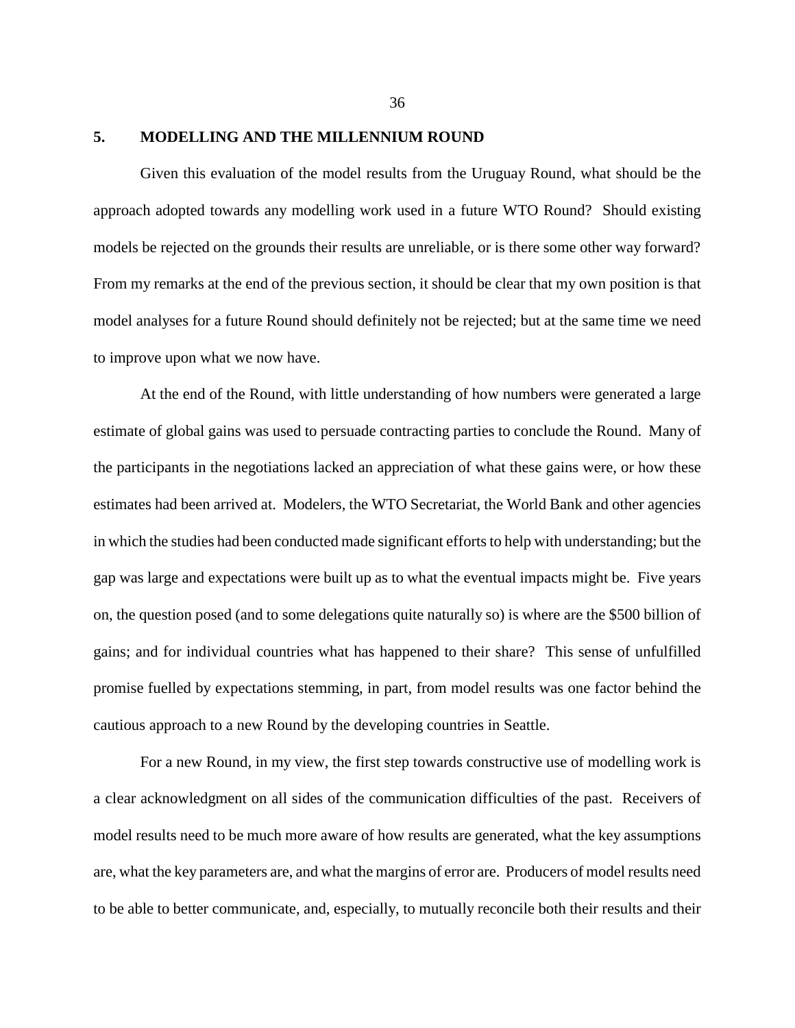## 5. MODELLING AND THE MILLENNIUM ROUND

Given this evaluation of the model results from the Uruguay Round, what should be the approach adopted towards any modelling work used in a future WTO Round? Should existing models be rejected on the grounds their results are unreliable, or is there some other way forward? From my remarks at the end of the previous section, it should be clear that my own position is that model analyses for a future Round should definitely not be rejected; but at the same time we need to improve upon what we now have.

At the end of the Round, with little understanding of how numbers were generated a large estimate of global gains was used to persuade contracting parties to conclude the Round. Many of the participants in the negotiations lacked an appreciation of what these gains were, or how these estimates had been arrived at. Modelers, the WTO Secretariat, the World Bank and other agencies in which the studies had been conducted made significant efforts to help with understanding; but the gap was large and expectations were built up as to what the eventual impacts might be. Five years on, the question posed (and to some delegations quite naturally so) is where are the $500 billion of gains; and for individual countries what has happened to their share? This sense of unfulfilled promise fuelled by expectations stemming, in part, from model results was one factor behind the cautious approach to a new Round by the developing countries in Seattle.

For a new Round, in my view, the first step towards constructive use of modelling work is a clear acknowledgment on all sides of the communication difficulties of the past. Receivers of model results need to be much more aware of how results are generated, what the key assumptions are, what the key parameters are, and what the margins of error are. Producers of model results need to be able to better communicate, and, especially, to mutually reconcile both their results and their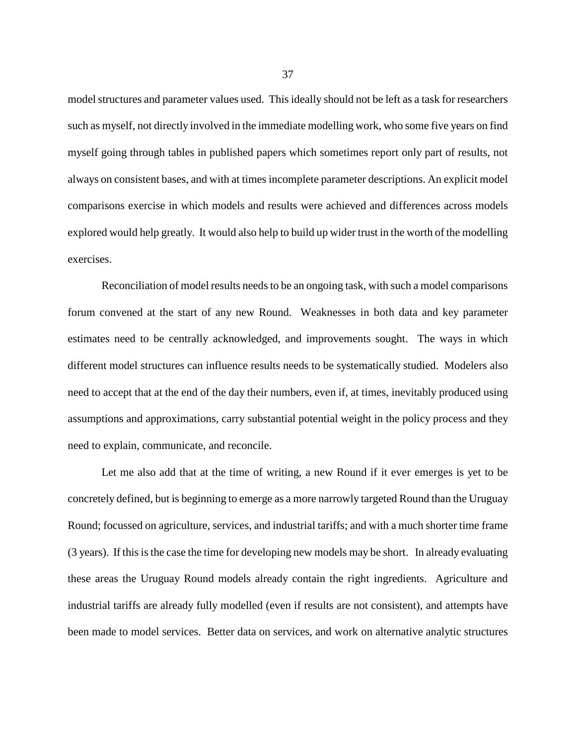model structures and parameter values used. This ideally should not be left as a task for researchers such as myself, not directly involved in the immediate modelling work, who some five years on find myself going through tables in published papers which sometimes report only part of results, not always on consistent bases, and with at times incomplete parameter descriptions. An explicit model comparisons exercise in which models and results were achieved and differences across models explored would help greatly. It would also help to build up wider trust in the worth of the modelling exercises.

Reconciliation of model results needs to be an ongoing task, with such a model comparisons forum convened at the start of any new Round. Weaknesses in both data and key parameter estimates need to be centrally acknowledged, and improvements sought. The ways in which different model structures can influence results needs to be systematically studied. Modelers also need to accept that at the end of the day their numbers, even if, at times, inevitably produced using assumptions and approximations, carry substantial potential weight in the policy process and they need to explain, communicate, and reconcile.

Let me also add that at the time of writing, a new Round if it ever emerges is yet to be concretely defined, but is beginning to emerge as a more narrowly targeted Round than the Uruguay Round; focussed on agriculture, services, and industrial tariffs; and with a much shorter time frame (3 years). If this is the case the time for developing new models may be short. In already evaluating these areas the Uruguay Round models already contain the right ingredients. Agriculture and industrial tariffs are already fully modelled (even if results are not consistent), and attempts have been made to model services. Better data on services, and work on alternative analytic structures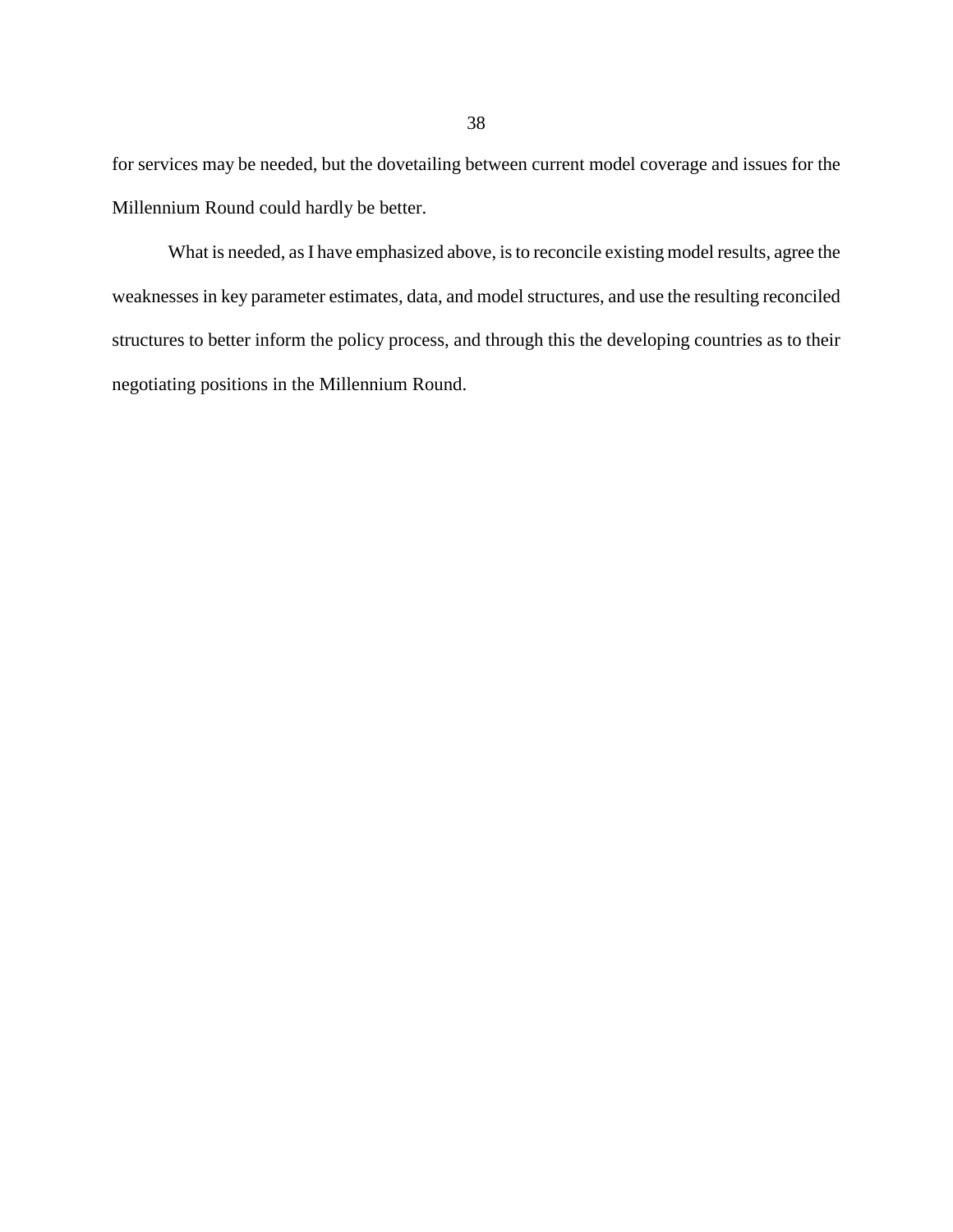for services may be needed, but the dovetailing between current model coverage and issues for the Millennium Round could hardly be better.

What is needed, as I have emphasized above, is to reconcile existing model results, agree the weaknesses in key parameter estimates, data, and model structures, and use the resulting reconciled structures to better inform the policy process, and through this the developing countries as to their negotiating positions in the Millennium Round.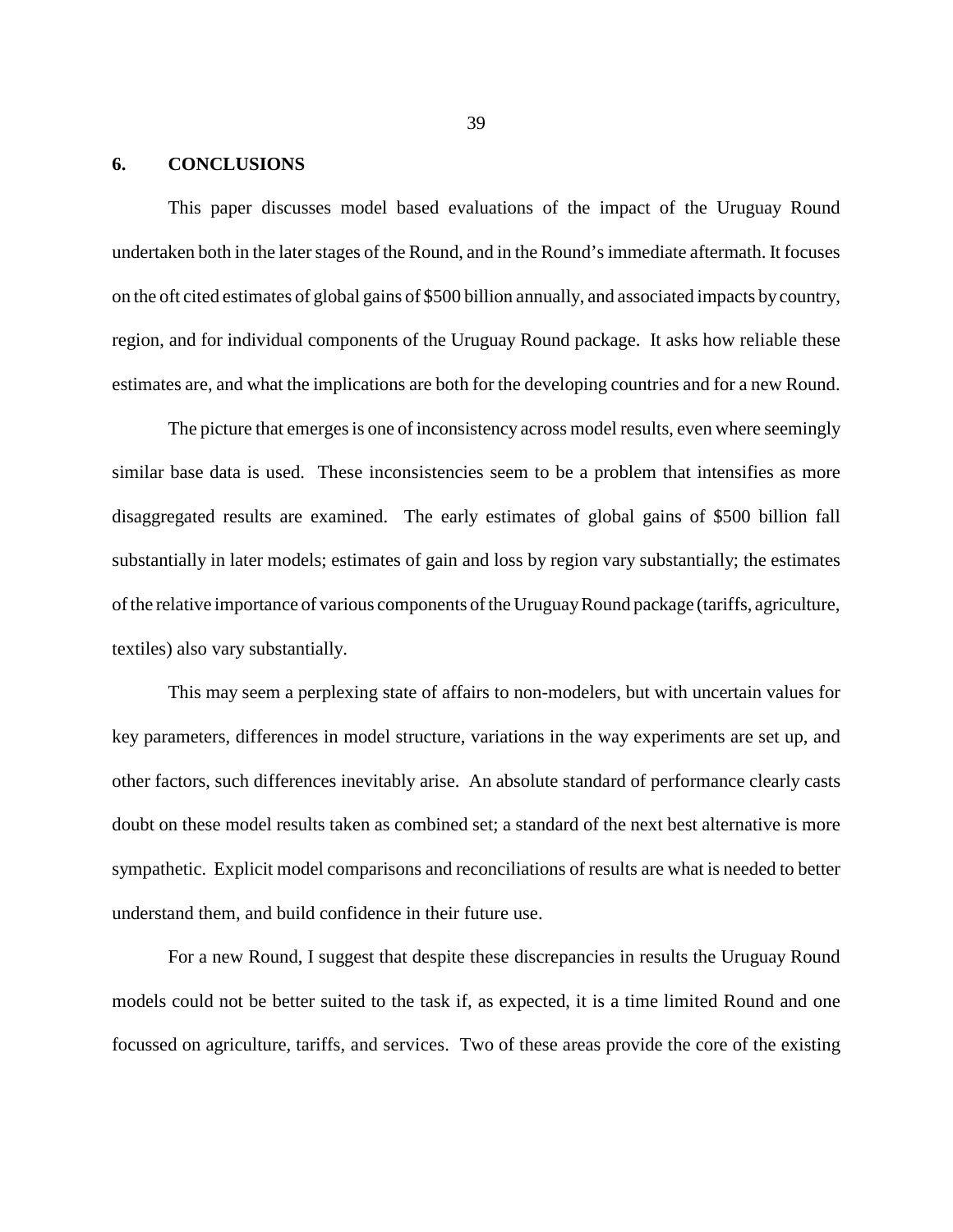## 6. CONCLUSIONS

This paper discusses model based evaluations of the impact of the Uruguay Round undertaken both in the later stages of the Round, and in the Round's immediate aftermath. It focuses on the oft cited estimates of global gains of $500 billion annually, and associated impacts by country, region, and for individual components of the Uruguay Round package. It asks how reliable these estimates are, and what the implications are both for the developing countries and for a new Round.

The picture that emerges is one of inconsistency across model results, even where seemingly similar base data is used. These inconsistencies seem to be a problem that intensifies as more disaggregated results are examined. The early estimates of global gains of $500 billion fall substantially in later models; estimates of gain and loss by region vary substantially; the estimates of the relative importance of various components of the Uruguay Round package (tariffs, agriculture, textiles) also vary substantially.

This may seem a perplexing state of affairs to non-modelers, but with uncertain values for key parameters, differences in model structure, variations in the way experiments are set up, and other factors, such differences inevitably arise. An absolute standard of performance clearly casts doubt on these model results taken as combined set; a standard of the next best alternative is more sympathetic. Explicit model comparisons and reconciliations of results are what is needed to better understand them, and build confidence in their future use.

For a new Round, I suggest that despite these discrepancies in results the Uruguay Round models could not be better suited to the task if, as expected, it is a time limited Round and one focussed on agriculture, tariffs, and services. Two of these areas provide the core of the existing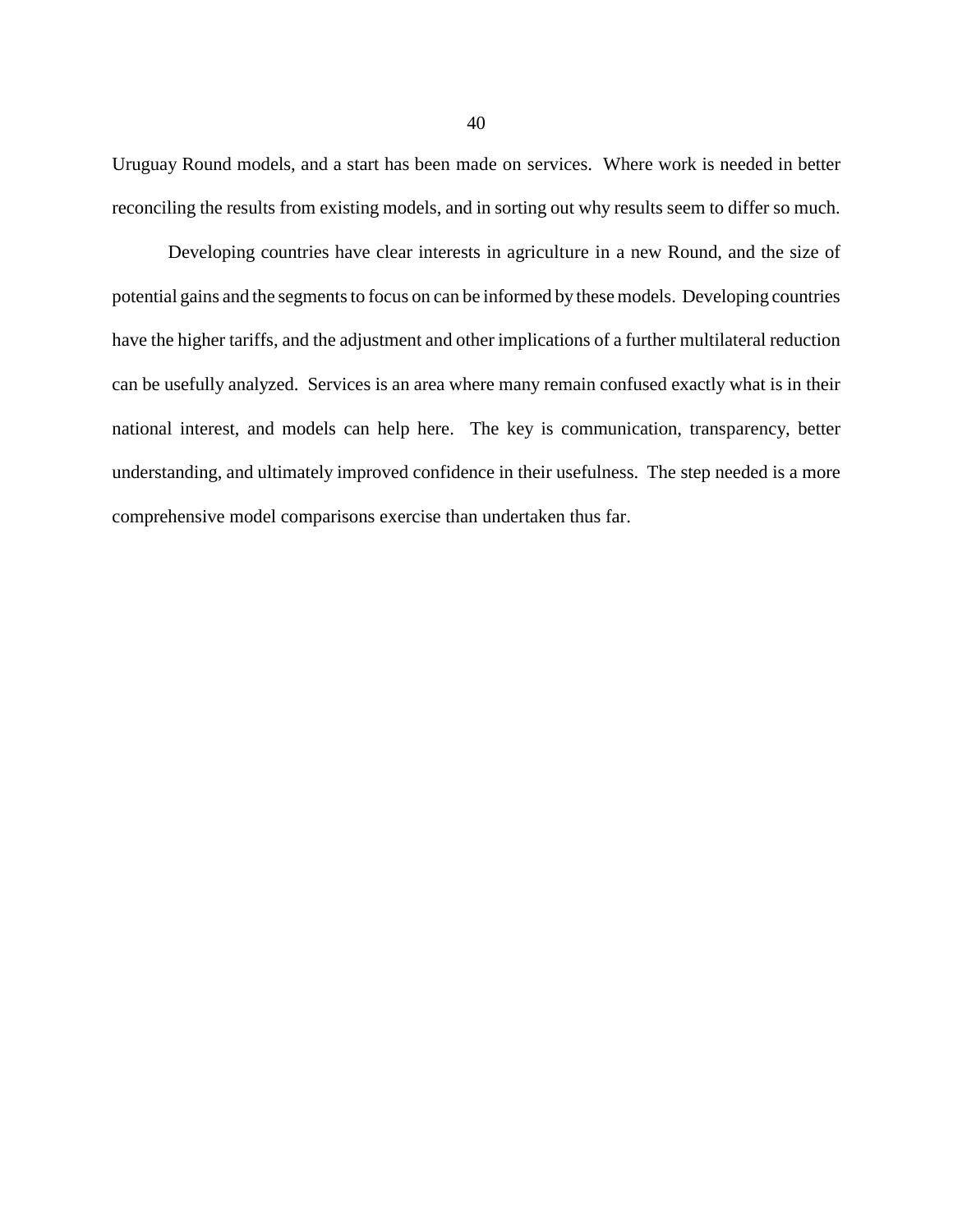Uruguay Round models, and a start has been made on services. Where work is needed in better reconciling the results from existing models, and in sorting out why results seem to differ so much.

Developing countries have clear interests in agriculture in a new Round, and the size of potential gains and the segments to focus on can be informed by these models. Developing countries have the higher tariffs, and the adjustment and other implications of a further multilateral reduction can be usefully analyzed. Services is an area where many remain confused exactly what is in their national interest, and models can help here. The key is communication, transparency, better understanding, and ultimately improved confidence in their usefulness. The step needed is a more comprehensive model comparisons exercise than undertaken thus far.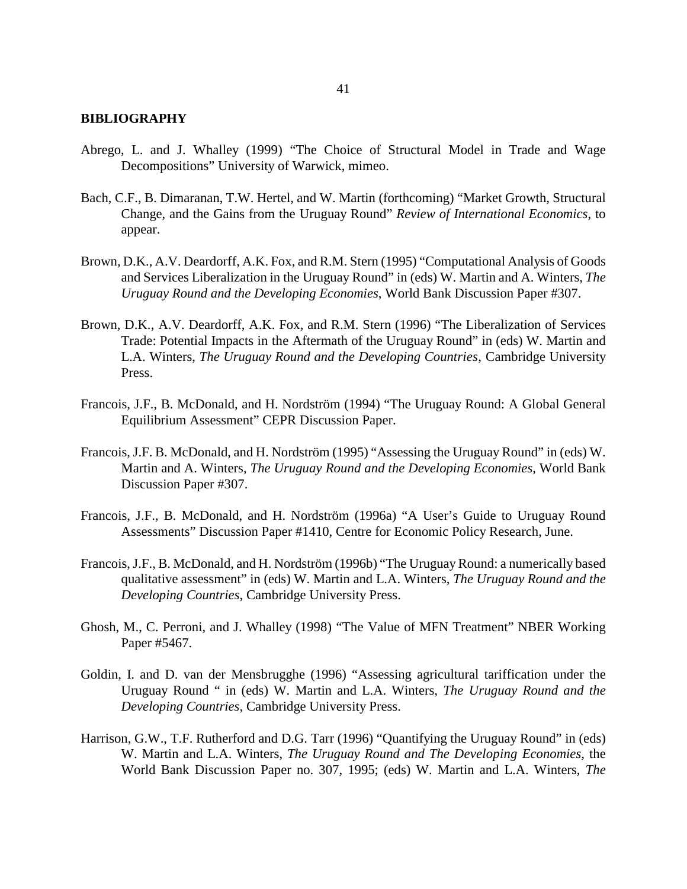## BIBLIOGRAPHY

Abrego, L. and J. Whalley (1999) "The Choice of Structural Model in Trade and Wage Decompositions" University of Warwick, mimeo.

Bach, C.F., B. Dimaranan, T.W. Hertel, and W. Martin (forthcoming) "Market Growth, Structural Change, and the Gains from the Uruguay Round" *Review of International Economics*, to appear.

Brown, D.K., A.V. Deardorff, A.K. Fox, and R.M. Stern (1995) "Computational Analysis of Goods and Services Liberalization in the Uruguay Round" in (eds) W. Martin and A. Winters, *The Uruguay Round and the Developing Economies*, World Bank Discussion Paper #307.

Brown, D.K., A.V. Deardorff, A.K. Fox, and R.M. Stern (1996) "The Liberalization of Services Trade: Potential Impacts in the Aftermath of the Uruguay Round" in (eds) W. Martin and L.A. Winters, *The Uruguay Round and the Developing Countries*, Cambridge University Press.

Francois, J.F., B. McDonald, and H. Nordström (1994) "The Uruguay Round: A Global General Equilibrium Assessment" CEPR Discussion Paper.

Francois, J.F. B. McDonald, and H. Nordström (1995) "Assessing the Uruguay Round" in (eds) W. Martin and A. Winters, *The Uruguay Round and the Developing Economies*, World Bank Discussion Paper #307.

Francois, J.F., B. McDonald, and H. Nordström (1996a) "A User's Guide to Uruguay Round Assessments" Discussion Paper #1410, Centre for Economic Policy Research, June.

Francois, J.F., B. McDonald, and H. Nordström (1996b) "The Uruguay Round: a numerically based qualitative assessment" in (eds) W. Martin and L.A. Winters, *The Uruguay Round and the Developing Countries*, Cambridge University Press.

Ghosh, M., C. Perroni, and J. Whalley (1998) "The Value of MFN Treatment" NBER Working Paper #5467.

Goldin, I. and D. van der Mensbrugghe (1996) "Assessing agricultural tariffication under the Uruguay Round " in (eds) W. Martin and L.A. Winters, *The Uruguay Round and the Developing Countries*, Cambridge University Press.

Harrison, G.W., T.F. Rutherford and D.G. Tarr (1996) "Quantifying the Uruguay Round" in (eds) W. Martin and L.A. Winters, *The Uruguay Round and The Developing Economies*, the World Bank Discussion Paper no. 307, 1995; (eds) W. Martin and L.A. Winters, *The*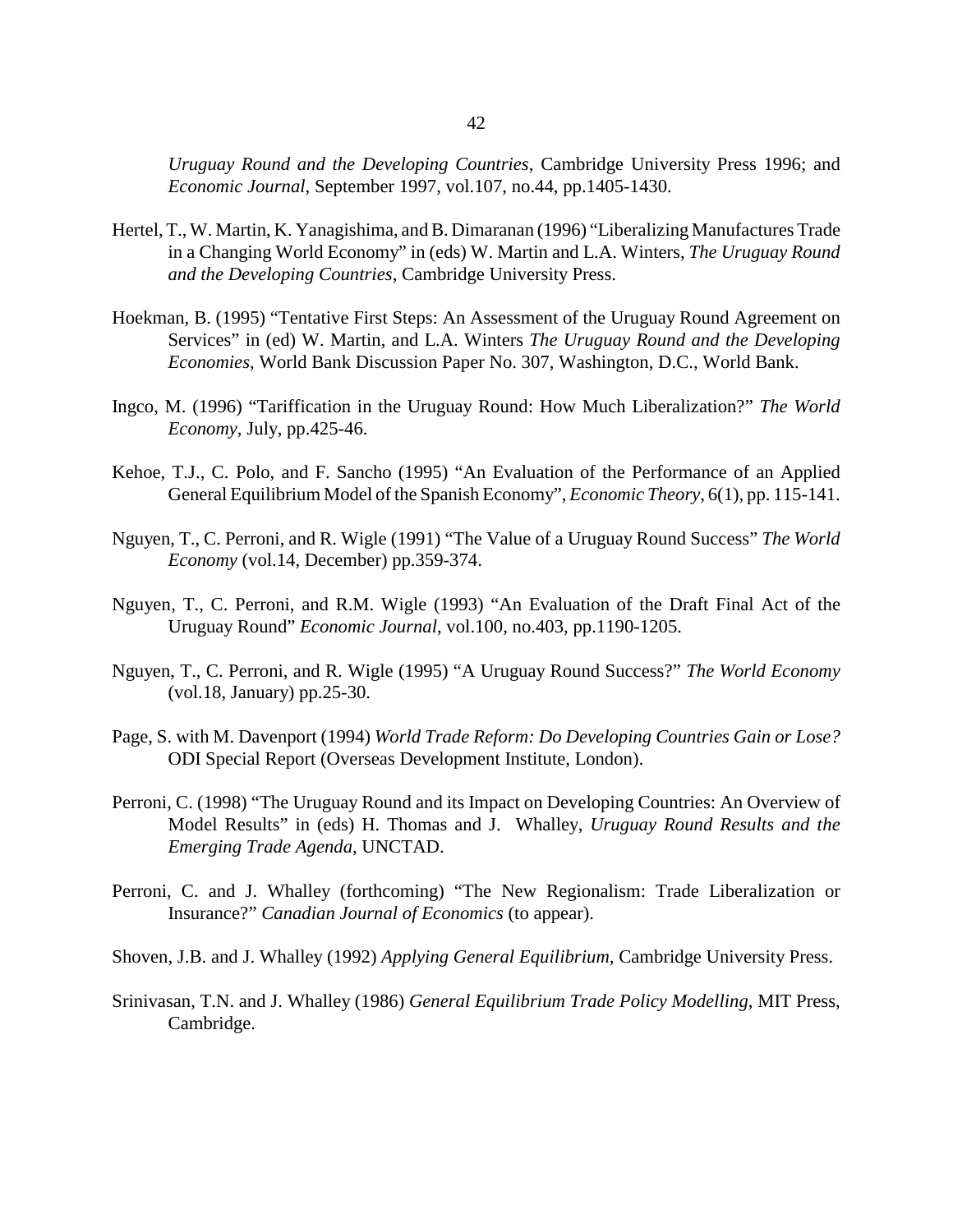*Uruguay Round and the Developing Countries*, Cambridge University Press 1996; and *Economic Journal*, September 1997, vol.107, no.44, pp.1405-1430.

Hertel, T., W. Martin, K. Yanagishima, and B. Dimaranan (1996) "Liberalizing Manufactures Trade in a Changing World Economy" in (eds) W. Martin and L.A. Winters, *The Uruguay Round and the Developing Countries*, Cambridge University Press.

Hoekman, B. (1995) "Tentative First Steps: An Assessment of the Uruguay Round Agreement on Services" in (ed) W. Martin, and L.A. Winters *The Uruguay Round and the Developing Economies*, World Bank Discussion Paper No. 307, Washington, D.C., World Bank.

Ingco, M. (1996) "Tariffication in the Uruguay Round: How Much Liberalization?" *The World Economy*, July, pp.425-46.

Kehoe, T.J., C. Polo, and F. Sancho (1995) "An Evaluation of the Performance of an Applied General Equilibrium Model of the Spanish Economy", *Economic Theory*, 6(1), pp. 115-141.

Nguyen, T., C. Perroni, and R. Wigle (1991) "The Value of a Uruguay Round Success" *The World Economy* (vol.14, December) pp.359-374.

Nguyen, T., C. Perroni, and R.M. Wigle (1993) "An Evaluation of the Draft Final Act of the Uruguay Round" *Economic Journal*, vol.100, no.403, pp.1190-1205.

Nguyen, T., C. Perroni, and R. Wigle (1995) "A Uruguay Round Success?" *The World Economy* (vol.18, January) pp.25-30.

Page, S. with M. Davenport (1994) *World Trade Reform: Do Developing Countries Gain or Lose?* ODI Special Report (Overseas Development Institute, London).

Perroni, C. (1998) "The Uruguay Round and its Impact on Developing Countries: An Overview of Model Results" in (eds) H. Thomas and J. Whalley, *Uruguay Round Results and the Emerging Trade Agenda*, UNCTAD.

Perroni, C. and J. Whalley (forthcoming) "The New Regionalism: Trade Liberalization or Insurance?" *Canadian Journal of Economics* (to appear).

Shoven, J.B. and J. Whalley (1992) *Applying General Equilibrium*, Cambridge University Press.

Srinivasan, T.N. and J. Whalley (1986) *General Equilibrium Trade Policy Modelling*, MIT Press, Cambridge.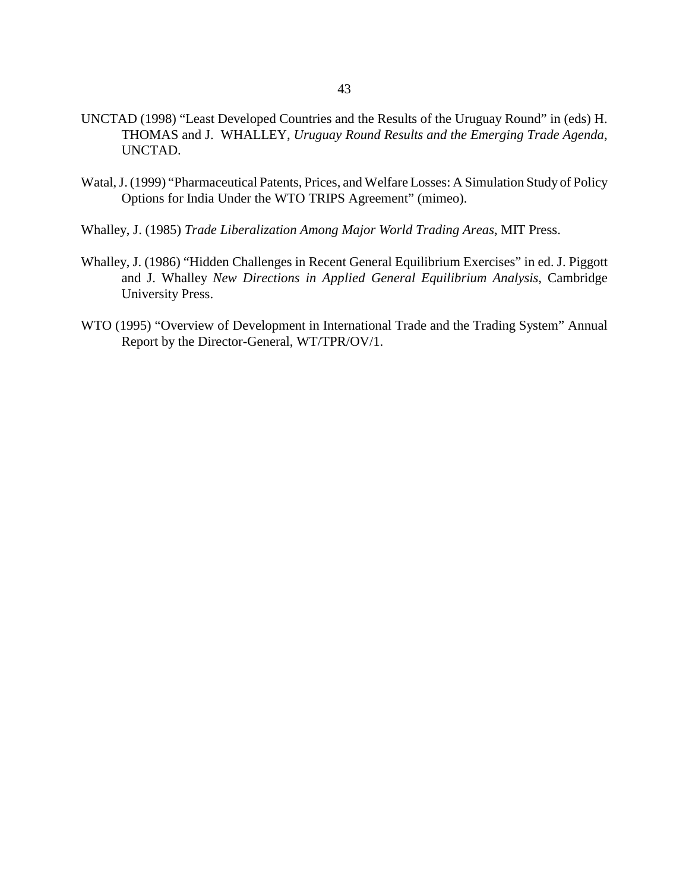UNCTAD (1998) "Least Developed Countries and the Results of the Uruguay Round" in (eds) H. THOMAS and J. WHALLEY, *Uruguay Round Results and the Emerging Trade Agenda*, UNCTAD.

Watal, J. (1999) "Pharmaceutical Patents, Prices, and Welfare Losses: A Simulation Study of Policy Options for India Under the WTO TRIPS Agreement" (mimeo).

Whalley, J. (1985) *Trade Liberalization Among Major World Trading Areas*, MIT Press.

Whalley, J. (1986) "Hidden Challenges in Recent General Equilibrium Exercises" in ed. J. Piggott and J. Whalley *New Directions in Applied General Equilibrium Analysis*, Cambridge University Press.

WTO (1995) "Overview of Development in International Trade and the Trading System" Annual Report by the Director-General, WT/TPR/OV/1.